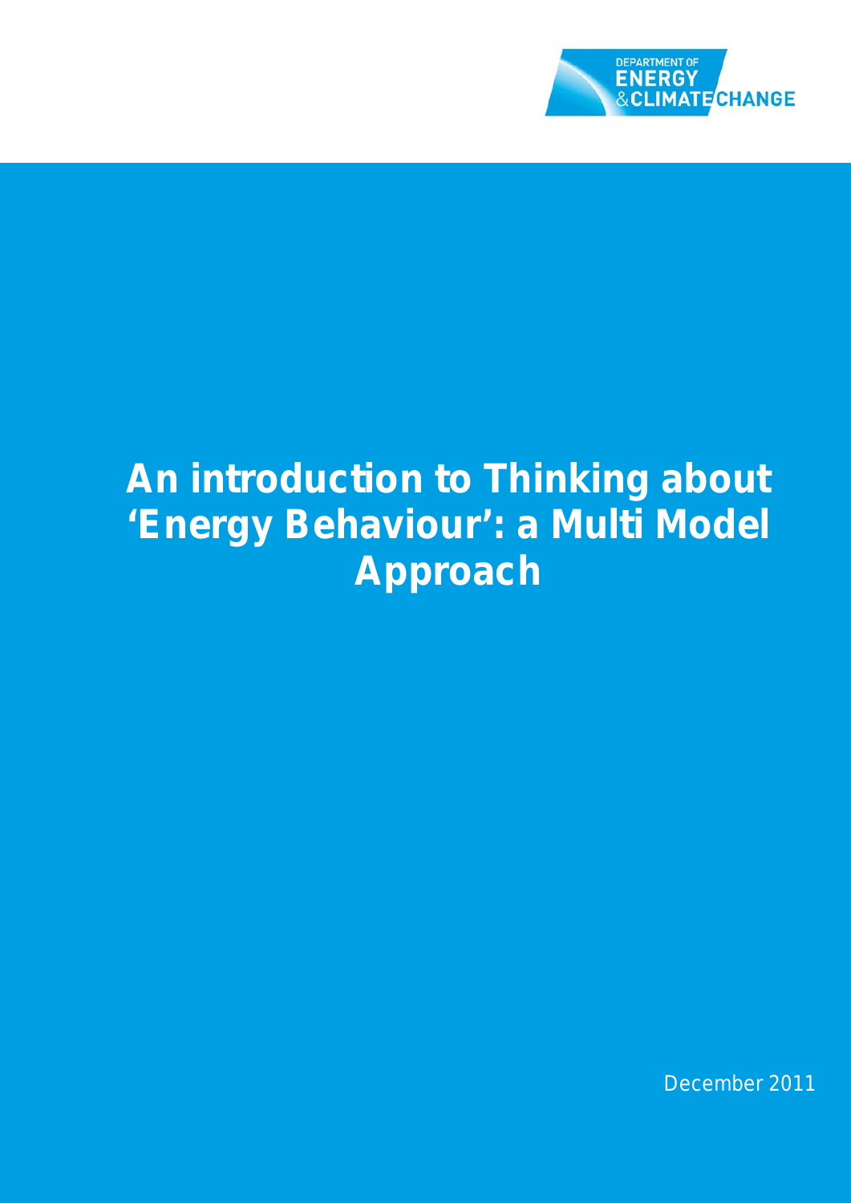DEPARTMENT OF ENERGY & CLIMATE CHANGE

# An introduction to Thinking about 'Energy Behaviour': a Multi Model Approach

December 2011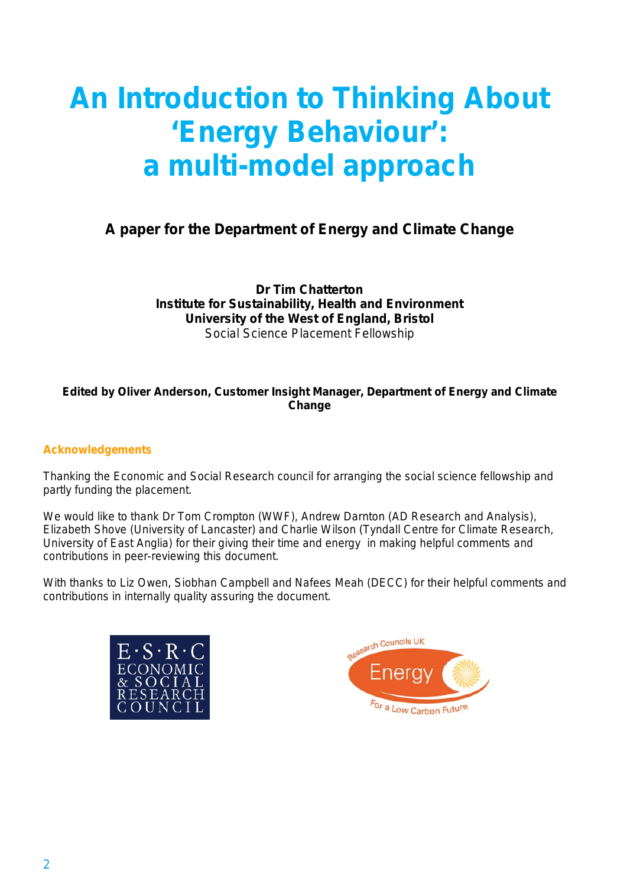# An Introduction to Thinking About 'Energy Behaviour': a multi-model approach

**A paper for the Department of Energy and Climate Change**

**Dr Tim Chatterton**
**Institute for Sustainability, Health and Environment**
**University of the West of England, Bristol**
Social Science Placement Fellowship

**Edited by Oliver Anderson, Customer Insight Manager, Department of Energy and Climate Change**

## Acknowledgements

Thanking the Economic and Social Research council for arranging the social science fellowship and partly funding the placement.

We would like to thank Dr Tom Crompton (WWF), Andrew Darnton (AD Research and Analysis), Elizabeth Shove (University of Lancaster) and Charlie Wilson (Tyndall Centre for Climate Research, University of East Anglia) for their giving their time and energy in making helpful comments and contributions in peer-reviewing this document.

With thanks to Liz Owen, Siobhan Campbell and Nafees Meah (DECC) for their helpful comments and contributions in internally quality assuring the document.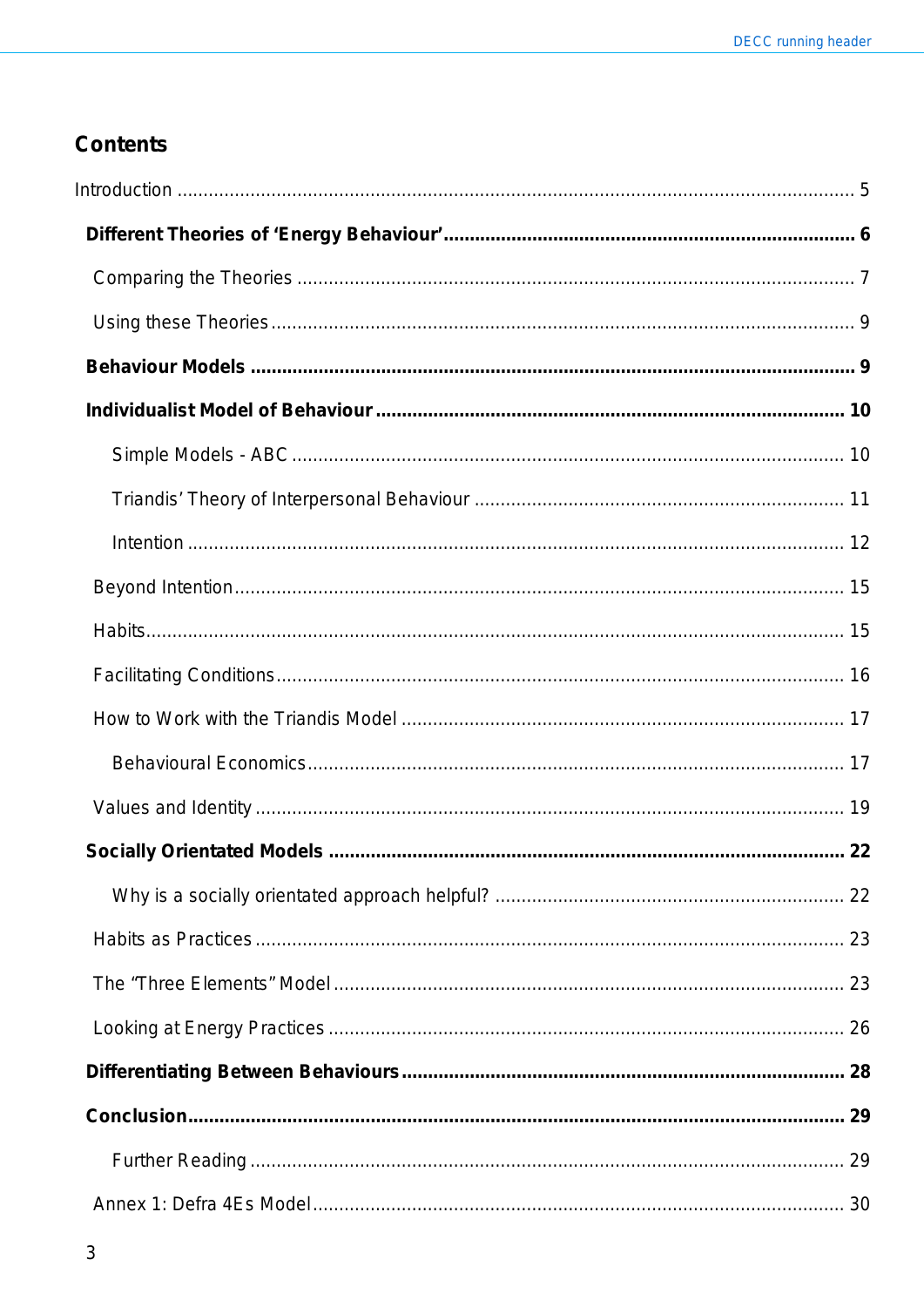## Contents

Introduction ........................................................................................................................ 5

**Different Theories of ‘Energy Behaviour’** ........................................................................ **6**

Comparing the Theories ........................................................................................................ 7

Using these Theories ............................................................................................................. 9

**Behaviour Models** .............................................................................................................. **9**

**Individualist Model of Behaviour** ...................................................................................... **10**

Simple Models - ABC ........................................................................................................ 10

Triandis’ Theory of Interpersonal Behaviour ...................................................................... 11

Intention ............................................................................................................................ 12

Beyond Intention ................................................................................................................. 15

Habits .................................................................................................................................. 15

Facilitating Conditions ......................................................................................................... 16

How to Work with the Triandis Model .................................................................................. 17

Behavioural Economics ..................................................................................................... 17

Values and Identity .............................................................................................................. 19

**Socially Orientated Models** ............................................................................................... **22**

Why is a socially orientated approach helpful? .................................................................. 22

Habits as Practices .............................................................................................................. 23

The “Three Elements” Model ............................................................................................... 23

Looking at Energy Practices ................................................................................................ 26

**Differentiating Between Behaviours** ................................................................................. **28**

**Conclusion** ......................................................................................................................... **29**

Further Reading ................................................................................................................ 29

Annex 1: Defra 4Es Model ................................................................................................... 30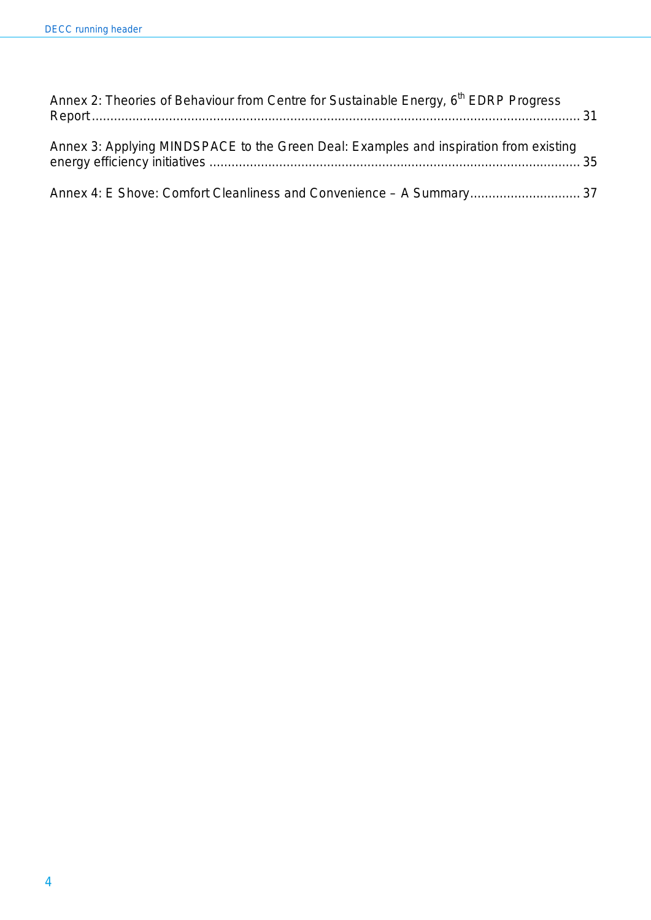Annex 2: Theories of Behaviour from Centre for Sustainable Energy, 6th EDRP Progress Report ........................................................................................................................ 31

Annex 3: Applying MINDSPACE to the Green Deal: Examples and inspiration from existing energy efficiency initiatives .................................................................................................. 35

Annex 4: E Shove: Comfort Cleanliness and Convenience – A Summary.............................. 37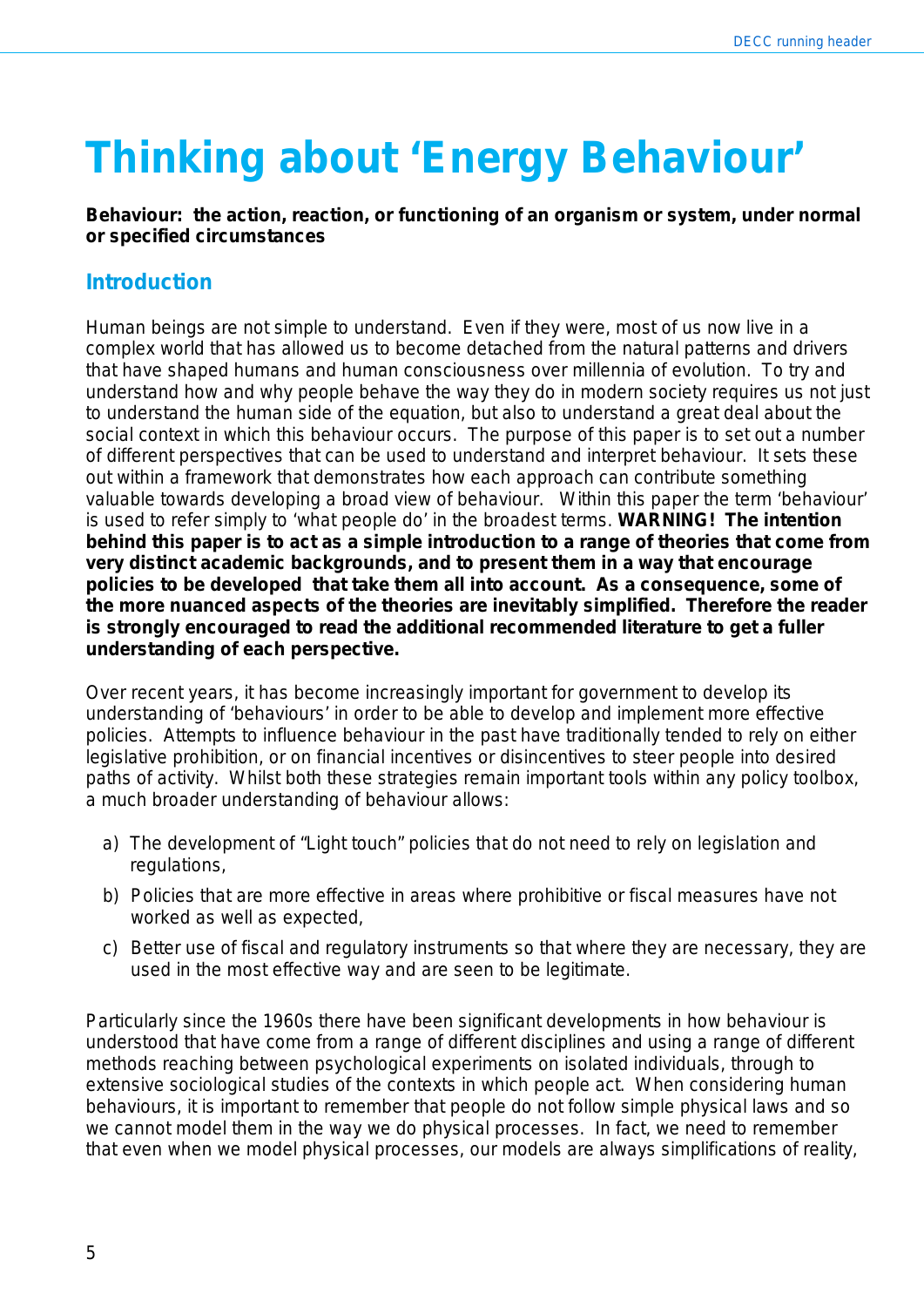# Thinking about 'Energy Behaviour'

**Behaviour: the action, reaction, or functioning of an organism or system, under normal or specified circumstances**

## Introduction

Human beings are not simple to understand. Even if they were, most of us now live in a complex world that has allowed us to become detached from the natural patterns and drivers that have shaped humans and human consciousness over millenia of evolution. To try and understand how and why people behave the way they do in modern society requires us not just to understand the human side of the equation, but also to understand a great deal about the social context in which this behaviour occurs. The purpose of this paper is to set out a number of different perspectives that can be used to understand and interpret behaviour. It sets these out within a framework that demonstrates how each approach can contribute something valuable towards developing a broad view of behaviour. Within this paper the term 'behaviour' is used to refer simply to 'what people do' in the broadest terms. **WARNING! The intention behind this paper is to act as a simple introduction to a range of theories that come from very distinct academic backgrounds, and to present them in a way that encourage policies to be developed that take them all into account. As a consequence, some of the more nuanced aspects of the theories are inevitably simplified. Therefore the reader is strongly encouraged to read the additional recommended literature to get a fuller understanding of each perspective.**

Over recent years, it has become increasingly important for government to develop its understanding of 'behaviours' in order to be able to develop and implement more effective policies. Attempts to influence behaviour in the past have traditionally tended to rely on either legislative prohibition, or on financial incentives or disincentives to steer people into desired paths of activity. Whilst both these strategies remain important tools within any policy toolbox, a much broader understanding of behaviour allows:

a) The development of "Light touch" policies that do not need to rely on legislation and regulations,

b) Policies that are more effective in areas where prohibitive or fiscal measures have not worked as well as expected,

c) Better use of fiscal and regulatory instruments so that where they are necessary, they are used in the most effective way and are seen to be legitimate.

Particularly since the 1960s there have been significant developments in how behaviour is understood that have come from a range of different disciplines and using a range of different methods reaching between psychological experiments on isolated individuals, through to extensive sociological studies of the contexts in which people act. When considering human behaviours, it is important to remember that people do not follow simple physical laws and so we cannot model them in the way we do physical processes. In fact, we need to remember that even when we model physical processes, our models are always simplifications of reality,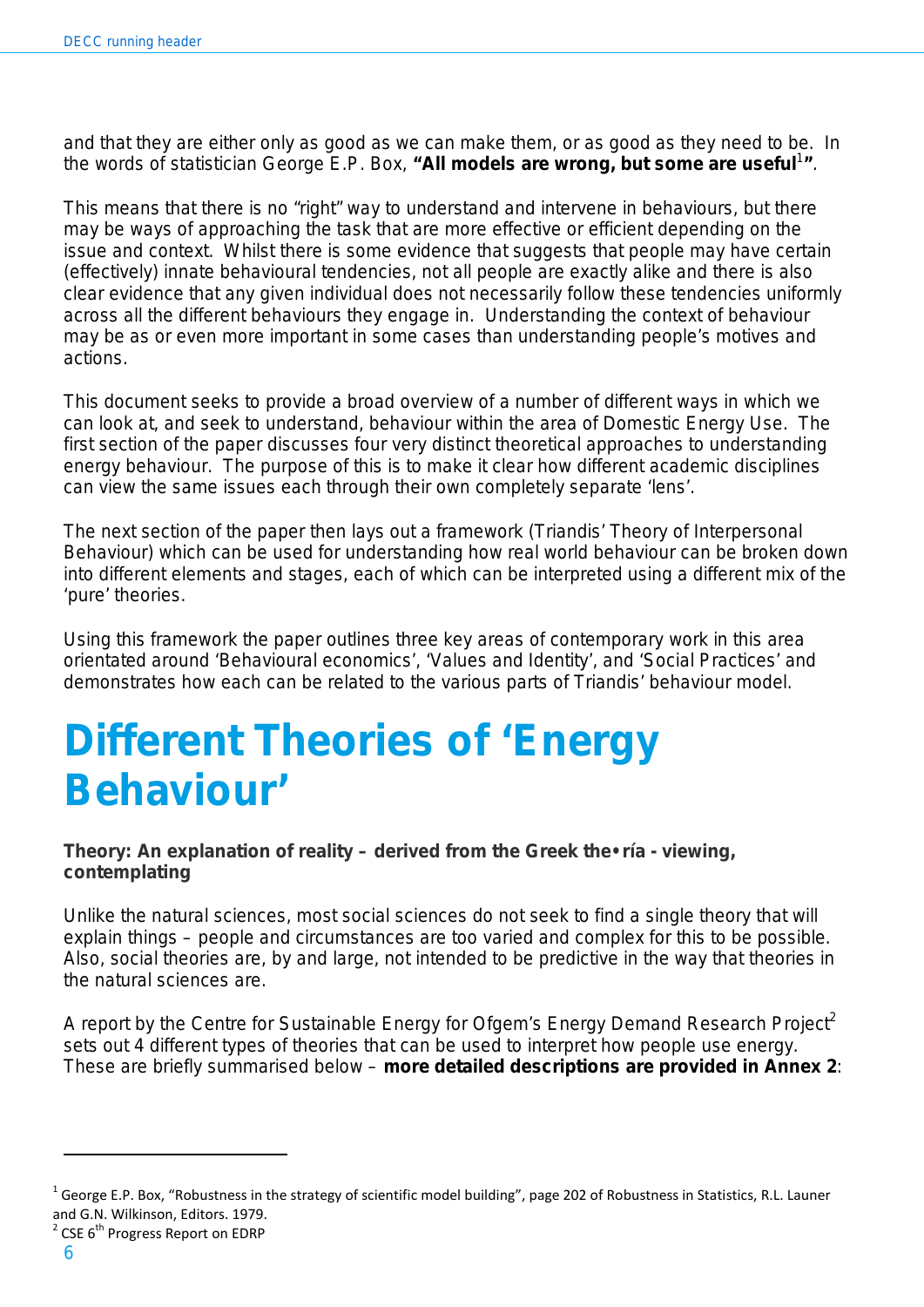and that they are either only as good as we can make them, or as good as they need to be. In the words of statistician George E.P. Box, **"All models are wrong, but some are useful[1]"**.

This means that there is no "right" way to understand and intervene in behaviours, but there may be ways of approaching the task that are more effective or efficient depending on the issue and context. Whilst there is some evidence that suggests that people may have certain (effectively) innate behavioural tendencies, not all people are exactly alike and there is also clear evidence that any given individual does not necessarily follow these tendencies uniformly across all the different behaviours they engage in. Understanding the context of behaviour may be as or even more important in some cases than understanding people's motives and actions.

This document seeks to provide a broad overview of a number of different ways in which we can look at, and seek to understand, behaviour within the area of Domestic Energy Use. The first section of the paper discusses four very distinct theoretical approaches to understanding energy behaviour. The purpose of this is to make it clear how different academic disciplines can view the same issues each through their own completely separate 'lens'.

The next section of the paper then lays out a framework (Triandis' Theory of Interpersonal Behaviour) which can be used for understanding how real world behaviour can be broken down into different elements and stages, each of which can be interpreted using a different mix of the 'pure' theories.

Using this framework the paper outlines three key areas of contemporary work in this area orientated around 'Behavioural economics', 'Values and Identity', and 'Social Practices' and demonstrates how each can be related to the various parts of Triandis' behaviour model.

# Different Theories of 'Energy Behaviour'

**Theory: An explanation of reality – derived from the Greek the•ría - viewing, contemplating**

Unlike the natural sciences, most social sciences do not seek to find a single theory that will explain things – people and circumstances are too varied and complex for this to be possible. Also, social theories are, by and large, not intended to be predictive in the way that theories in the natural sciences are.

A report by the Centre for Sustainable Energy for Ofgem's Energy Demand Research Project[2] sets out 4 different types of theories that can be used to interpret how people use energy. These are briefly summarised below – **more detailed descriptions are provided in Annex 2**:

---

[1] George E.P. Box, "Robustness in the strategy of scientific model building", page 202 of Robustness in Statistics, R.L. Launer and G.N. Wilkinson, Editors. 1979.

[2] CSE 6th Progress Report on EDRP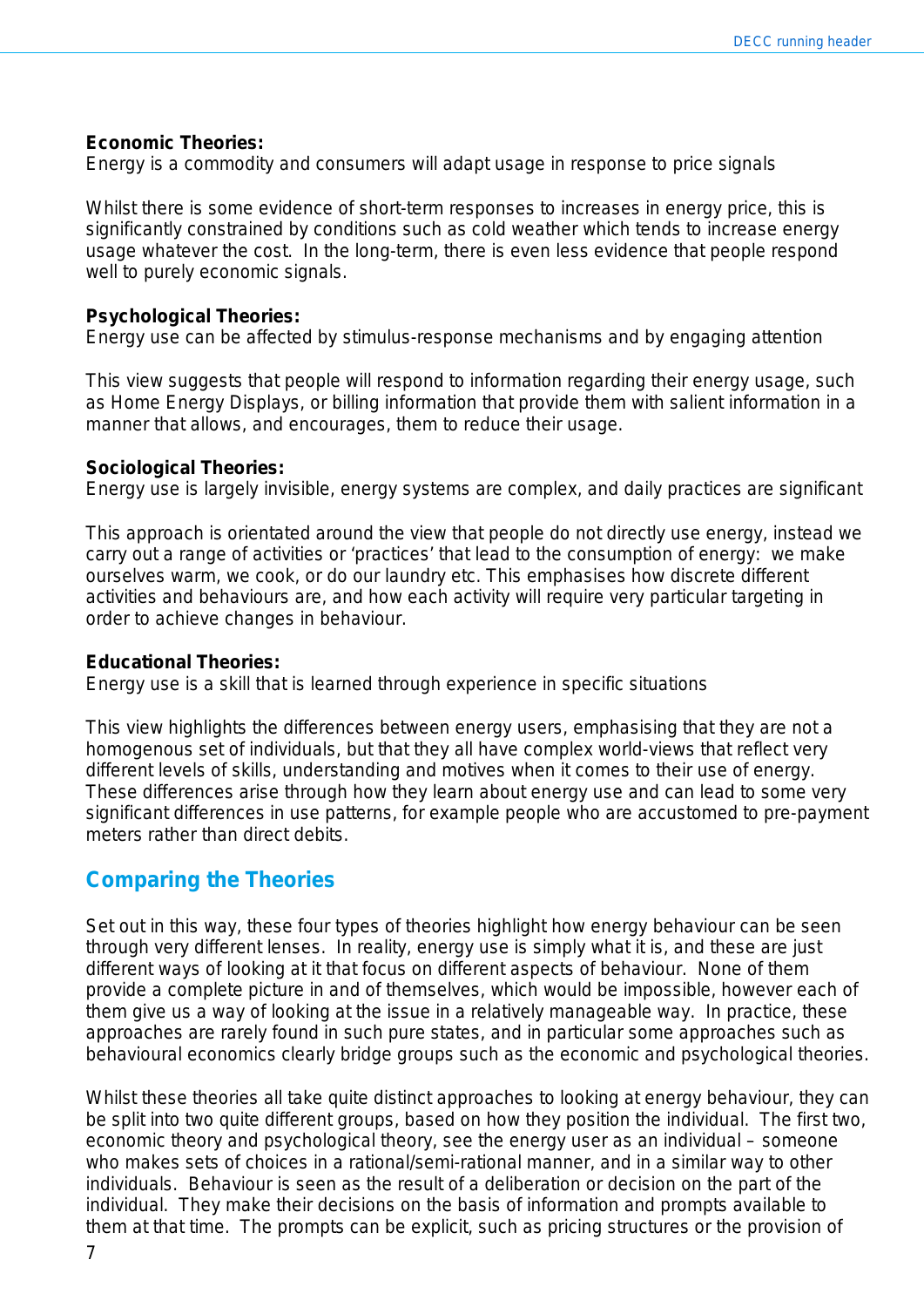**Economic Theories:**
Energy is a commodity and consumers will adapt usage in response to price signals

Whilst there is some evidence of short-term responses to increases in energy price, this is significantly constrained by conditions such as cold weather which tends to increase energy usage whatever the cost. In the long-term, there is even less evidence that people respond well to purely economic signals.

**Psychological Theories:**
Energy use can be affected by stimulus-response mechanisms and by engaging attention

This view suggests that people will respond to information regarding their energy usage, such as Home Energy Displays, or billing information that provide them with salient information in a manner that allows, and encourages, them to reduce their usage.

**Sociological Theories:**
Energy use is largely invisible, energy systems are complex, and daily practices are significant

This approach is orientated around the view that people do not directly use energy, instead we carry out a range of activities or 'practices' that lead to the consumption of energy: we make ourselves warm, we cook, or do our laundry etc. This emphasises how discrete different activities and behaviours are, and how each activity will require very particular targeting in order to achieve changes in behaviour.

**Educational Theories:**
Energy use is a skill that is learned through experience in specific situations

This view highlights the differences between energy users, emphasising that they are not a homogenous set of individuals, but that they all have complex world-views that reflect very different levels of skills, understanding and motives when it comes to their use of energy. These differences arise through how they learn about energy use and can lead to some very significant differences in use patterns, for example people who are accustomed to pre-payment meters rather than direct debits.

## Comparing the Theories

Set out in this way, these four types of theories highlight how energy behaviour can be seen through very different lenses. In reality, energy use is simply what it is, and these are just different ways of looking at it that focus on different aspects of behaviour. None of them provide a complete picture in and of themselves, which would be impossible, however each of them give us a way of looking at the issue in a relatively manageable way. In practice, these approaches are rarely found in such pure states, and in particular some approaches such as behavioural economics clearly bridge groups such as the economic and psychological theories.

Whilst these theories all take quite distinct approaches to looking at energy behaviour, they can be split into two quite different groups, based on how they position the individual. The first two, economic theory and psychological theory, see the energy user as an individual – someone who makes sets of choices in a rational/semi-rational manner, and in a similar way to other individuals. Behaviour is seen as the result of a deliberation or decision on the part of the individual. They make their decisions on the basis of information and prompts available to them at that time. The prompts can be explicit, such as pricing structures or the provision of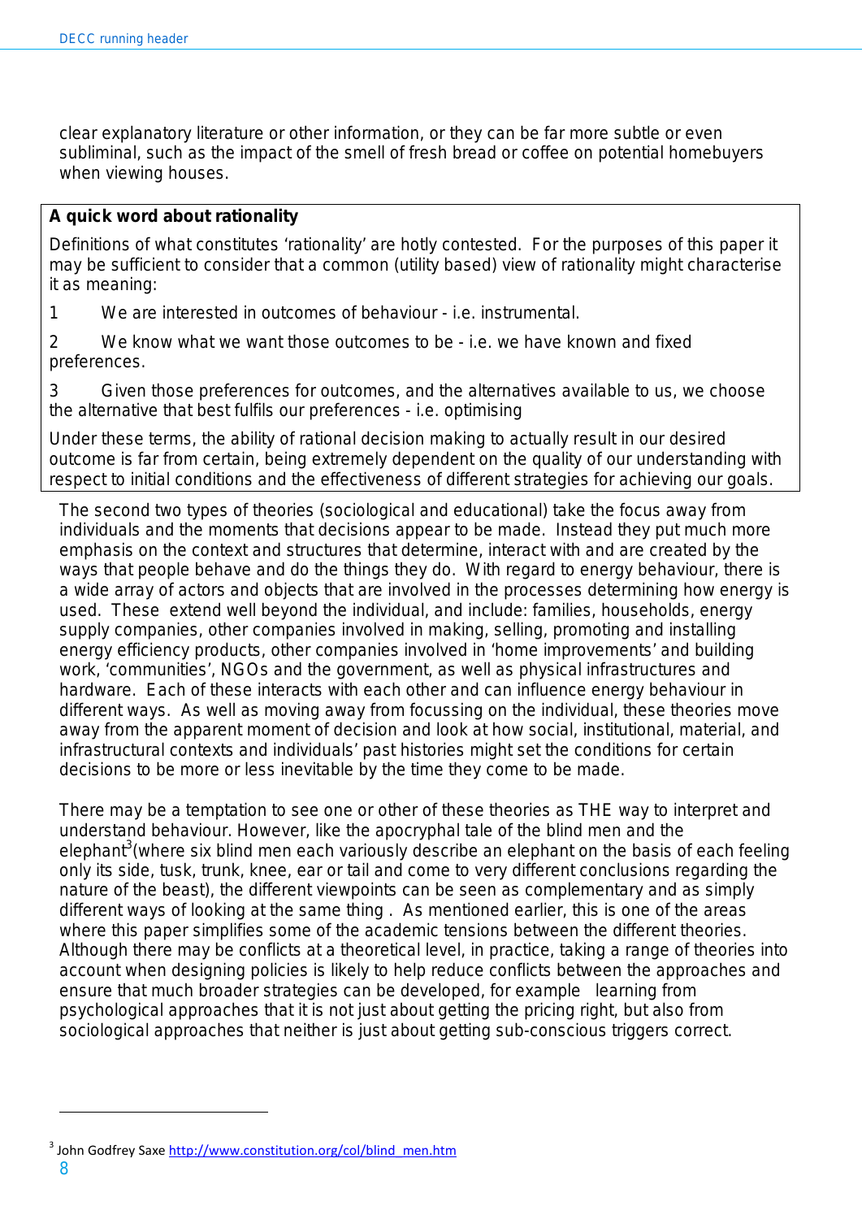clear explanatory literature or other information, or they can be far more subtle or even subliminal, such as the impact of the smell of fresh bread or coffee on potential homebuyers when viewing houses.

> **A quick word about rationality**
>
> Definitions of what constitutes 'rationality' are hotly contested. For the purposes of this paper it may be sufficient to consider that a common (utility based) view of rationality might characterise it as meaning:
>
> 1 We are interested in outcomes of behaviour - i.e. instrumental.
>
> 2 We know what we want those outcomes to be - i.e. we have known and fixed preferences.
>
> 3 Given those preferences for outcomes, and the alternatives available to us, we choose the alternative that best fulfils our preferences - i.e. optimising
>
> Under these terms, the ability of rational decision making to actually result in our desired outcome is far from certain, being extremely dependent on the quality of our understanding with respect to initial conditions and the effectiveness of different strategies for achieving our goals.

The second two types of theories (sociological and educational) take the focus away from individuals and the moments that decisions appear to be made. Instead they put much more emphasis on the context and structures that determine, interact with and are created by the ways that people behave and do the things they do. With regard to energy behaviour, there is a wide array of actors and objects that are involved in the processes determining how energy is used. These extend well beyond the individual, and include: families, households, energy supply companies, other companies involved in making, selling, promoting and installing energy efficiency products, other companies involved in 'home improvements' and building work, 'communities', NGOs and the government, as well as physical infrastructures and hardware. Each of these interacts with each other and can influence energy behaviour in different ways. As well as moving away from focussing on the individual, these theories move away from the apparent moment of decision and look at how social, institutional, material, and infrastructural contexts and individuals' past histories might set the conditions for certain decisions to be more or less inevitable by the time they come to be made.

There may be a temptation to see one or other of these theories as THE way to interpret and understand behaviour. However, like the apocryphal tale of the blind men and the elephant[3](where six blind men each variously describe an elephant on the basis of each feeling only its side, tusk, trunk, knee, ear or tail and come to very different conclusions regarding the nature of the beast), the different viewpoints can be seen as complementary and as simply different ways of looking at the same thing . As mentioned earlier, this is one of the areas where this paper simplifies some of the academic tensions between the different theories. Although there may be conflicts at a theoretical level, in practice, taking a range of theories into account when designing policies is likely to help reduce conflicts between the approaches and ensure that much broader strategies can be developed, for example learning from psychological approaches that it is not just about getting the pricing right, but also from sociological approaches that neither is just about getting sub-conscious triggers correct.

---

[3] John Godfrey Saxe http://www.constitution.org/col/blind_men.htm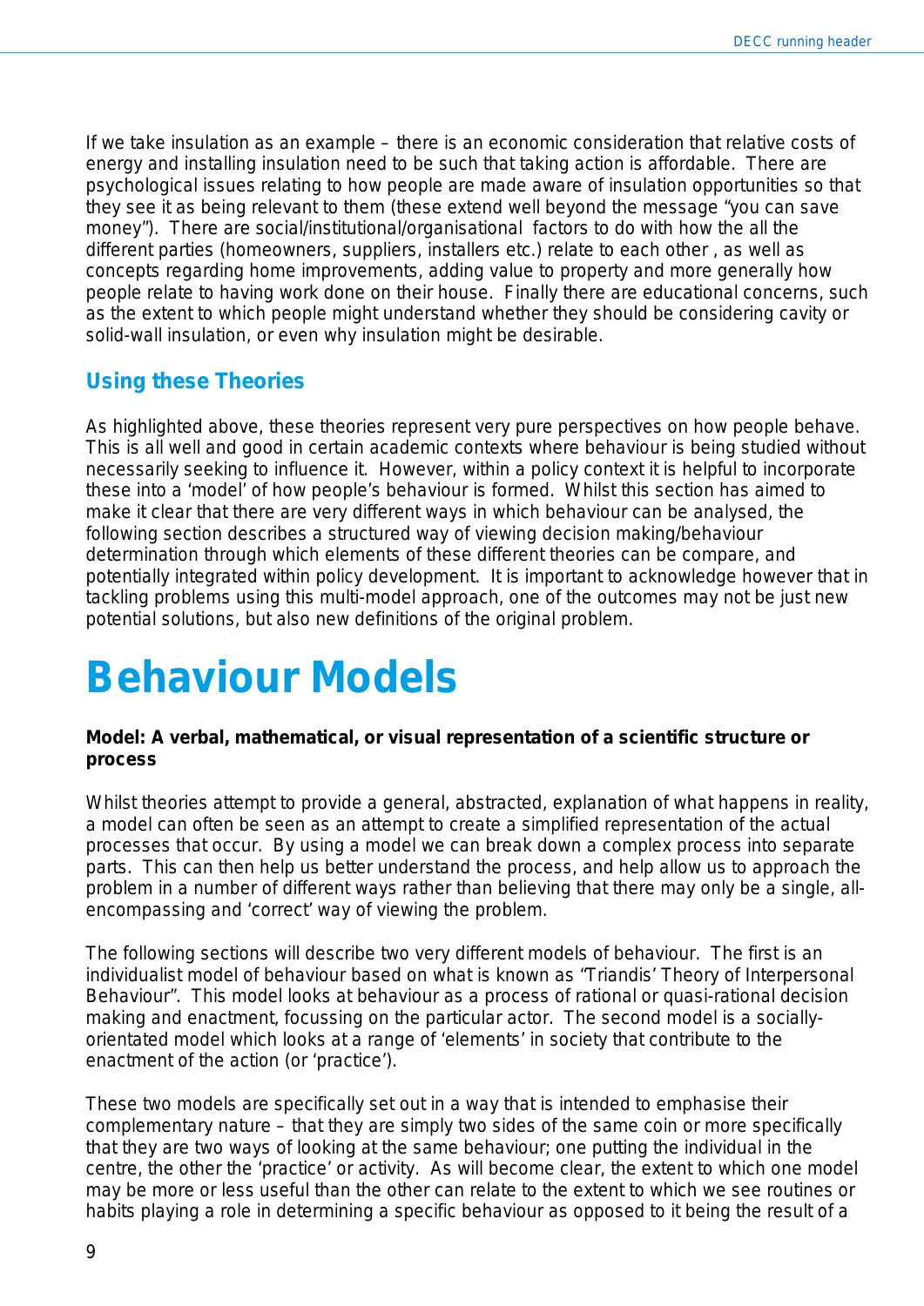If we take insulation as an example – there is an economic consideration that relative costs of energy and installing insulation need to be such that taking action is affordable. There are psychological issues relating to how people are made aware of insulation opportunities so that they see it as being relevant to them (these extend well beyond the message "you can save money"). There are social/institutional/organisational factors to do with how the all the different parties (homeowners, suppliers, installers etc.) relate to each other , as well as concepts regarding home improvements, adding value to property and more generally how people relate to having work done on their house. Finally there are educational concerns, such as the extent to which people might understand whether they should be considering cavity or solid-wall insulation, or even why insulation might be desirable.

## Using these Theories

As highlighted above, these theories represent very pure perspectives on how people behave. This is all well and good in certain academic contexts where behaviour is being studied without necessarily seeking to influence it. However, within a policy context it is helpful to incorporate these into a 'model' of how people's behaviour is formed. Whilst this section has aimed to make it clear that there are very different ways in which behaviour can be analysed, the following section describes a structured way of viewing decision making/behaviour determination through which elements of these different theories can be compare, and potentially integrated within policy development. It is important to acknowledge however that in tackling problems using this multi-model approach, one of the outcomes may not be just new potential solutions, but also new definitions of the original problem.

# Behaviour Models

**Model: A verbal, mathematical, or visual representation of a scientific structure or process**

Whilst theories attempt to provide a general, abstracted, explanation of what happens in reality, a model can often be seen as an attempt to create a simplified representation of the actual processes that occur. By using a model we can break down a complex process into separate parts. This can then help us better understand the process, and help allow us to approach the problem in a number of different ways rather than believing that there may only be a single, all-encompassing and 'correct' way of viewing the problem.

The following sections will describe two very different models of behaviour. The first is an individualist model of behaviour based on what is known as "Triandis' Theory of Interpersonal Behaviour". This model looks at behaviour as a process of rational or quasi-rational decision making and enactment, focussing on the particular actor. The second model is a socially-orientated model which looks at a range of 'elements' in society that contribute to the enactment of the action (or 'practice').

These two models are specifically set out in a way that is intended to emphasise their complementary nature – that they are simply two sides of the same coin or more specifically that they are two ways of looking at the same behaviour; one putting the individual in the centre, the other the 'practice' or activity. As will become clear, the extent to which one model may be more or less useful than the other can relate to the extent to which we see routines or habits playing a role in determining a specific behaviour as opposed to it being the result of a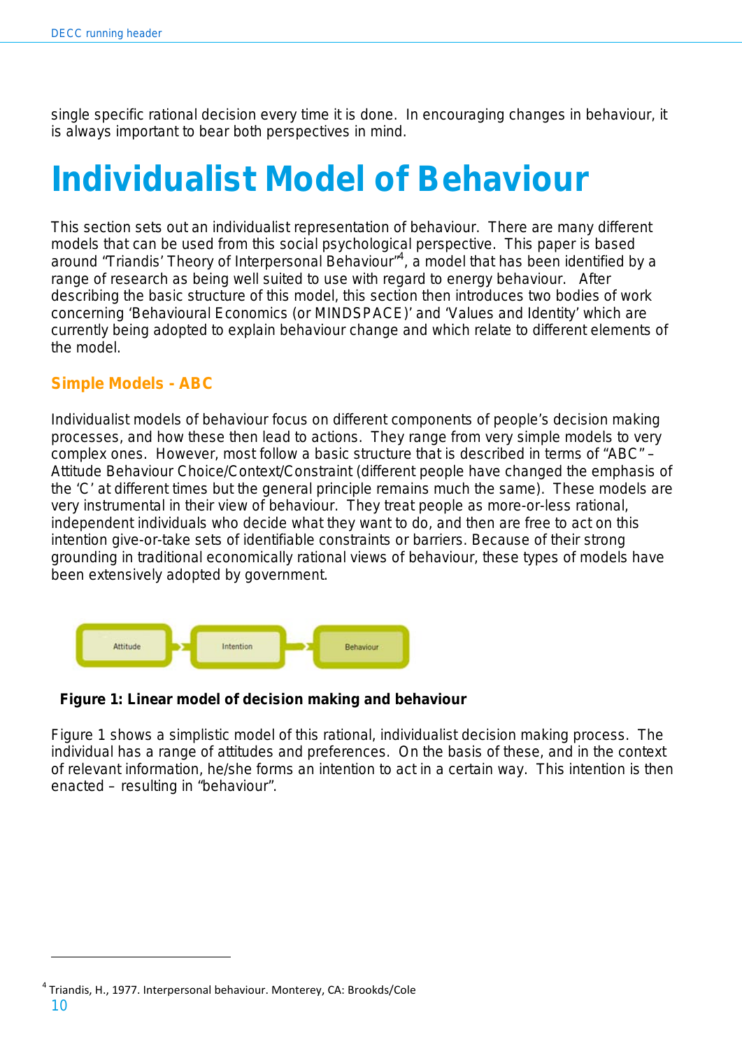single specific rational decision every time it is done. In encouraging changes in behaviour, it is always important to bear both perspectives in mind.

# Individualist Model of Behaviour

This section sets out an individualist representation of behaviour. There are many different models that can be used from this social psychological perspective. This paper is based around "Triandis' Theory of Interpersonal Behaviour"[4], a model that has been identified by a range of research as being well suited to use with regard to energy behaviour. After describing the basic structure of this model, this section then introduces two bodies of work concerning 'Behavioural Economics (or MINDSPACE)' and 'Values and Identity' which are currently being adopted to explain behaviour change and which relate to different elements of the model.

## Simple Models - ABC

Individualist models of behaviour focus on different components of people's decision making processes, and how these then lead to actions. They range from very simple models to very complex ones. However, most follow a basic structure that is described in terms of "ABC" – Attitude Behaviour Choice/Context/Constraint (different people have changed the emphasis of the 'C' at different times but the general principle remains much the same). These models are very instrumental in their view of behaviour. They treat people as more-or-less rational, independent individuals who decide what they want to do, and then are free to act on this intention give-or-take sets of identifiable constraints or barriers. Because of their strong grounding in traditional economically rational views of behaviour, these types of models have been extensively adopted by government.

Attitude → Intention → Behaviour

**Figure 1: Linear model of decision making and behaviour**

Figure 1 shows a simplistic model of this rational, individualist decision making process. The individual has a range of attitudes and preferences. On the basis of these, and in the context of relevant information, he/she forms an intention to act in a certain way. This intention is then enacted – resulting in "behaviour".

[4] Triandis, H., 1977. Interpersonal behaviour. Monterey, CA: Brookds/Cole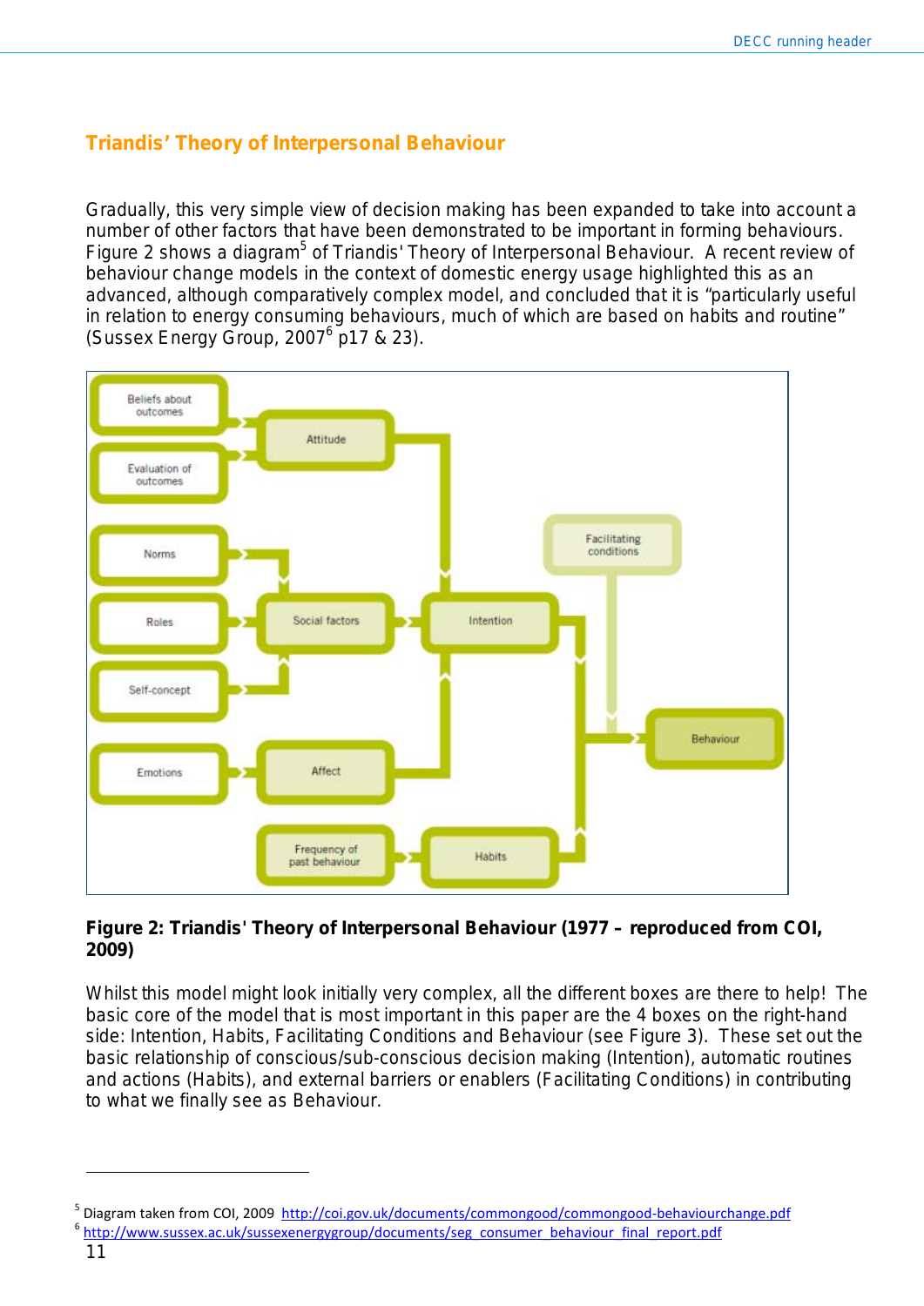## Triandis' Theory of Interpersonal Behaviour

Gradually, this very simple view of decision making has been expanded to take into account a number of other factors that have been demonstrated to be important in forming behaviours. Figure 2 shows a diagram[5] of Triandis' Theory of Interpersonal Behaviour. A recent review of behaviour change models in the context of domestic energy usage highlighted this as an advanced, although comparatively complex model, and concluded that it is "particularly useful in relation to energy consuming behaviours, much of which are based on habits and routine" (Sussex Energy Group, 2007[6] p17 & 23).

**Figure 2: Triandis' Theory of Interpersonal Behaviour (1977 – reproduced from COI, 2009)**

Whilst this model might look initially very complex, all the different boxes are there to help! The basic core of the model that is most important in this paper are the 4 boxes on the right-hand side: Intention, Habits, Facilitating Conditions and Behaviour (see Figure 3). These set out the basic relationship of conscious/sub-conscious decision making (Intention), automatic routines and actions (Habits), and external barriers or enablers (Facilitating Conditions) in contributing to what we finally see as Behaviour.

---

[5] Diagram taken from COI, 2009 http://coi.gov.uk/documents/commongood/commongood-behaviourchange.pdf

[6] http://www.sussex.ac.uk/sussexenergygroup/documents/seg_consumer_behaviour_final_report.pdf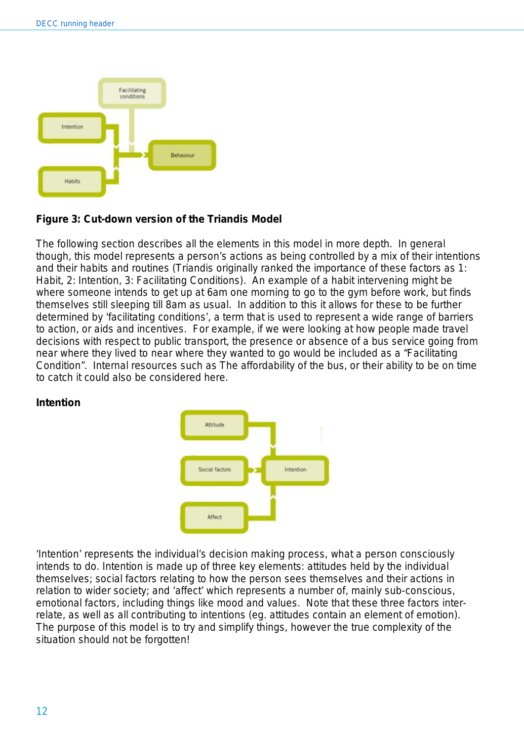**Figure 3: Cut-down version of the Triandis Model**

The following section describes all the elements in this model in more depth. In general though, this model represents a person's actions as being controlled by a mix of their intentions and their habits and routines (Triandis originally ranked the importance of these factors as 1: Habit, 2: Intention, 3: Facilitating Conditions). An example of a habit intervening might be where someone intends to get up at 6am one morning to go to the gym before work, but finds themselves still sleeping till 8am as usual. In addition to this it allows for these to be further determined by 'facilitating conditions', a term that is used to represent a wide range of barriers to action, or aids and incentives. For example, if we were looking at how people made travel decisions with respect to public transport, the presence or absence of a bus service going from near where they lived to near where they wanted to go would be included as a "Facilitating Condition". Internal resources such as The affordability of the bus, or their ability to be on time to catch it could also be considered here.

**Intention**

'Intention' represents the individual's decision making process, what a person consciously intends to do. Intention is made up of three key elements: attitudes held by the individual themselves; social factors relating to how the person sees themselves and their actions in relation to wider society; and 'affect' which represents a number of, mainly sub-conscious, emotional factors, including things like mood and values. Note that these three factors inter-relate, as well as all contributing to intentions (eg. attitudes contain an element of emotion). The purpose of this model is to try and simplify things, however the true complexity of the situation should not be forgotten!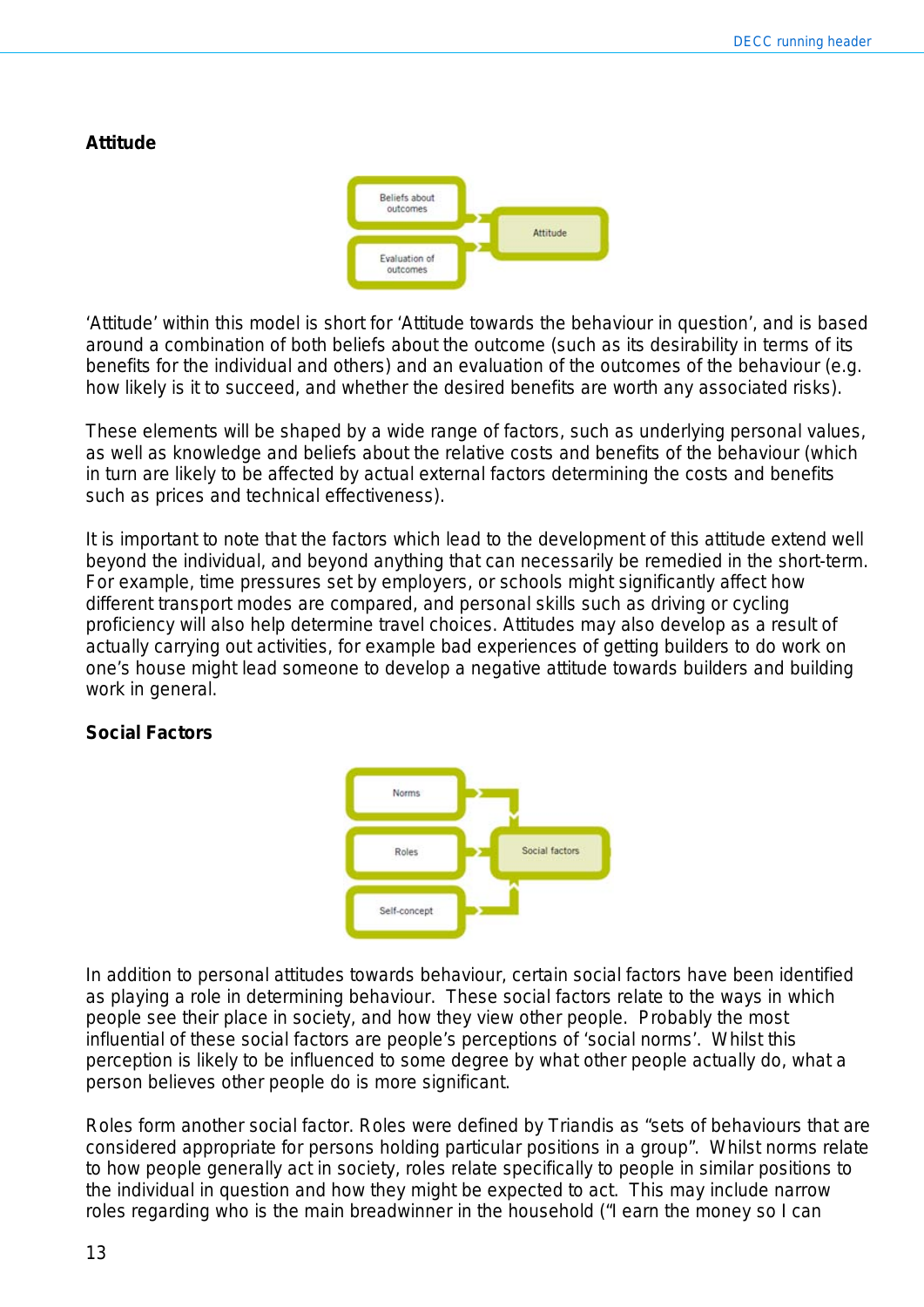**Attitude**

'Attitude' within this model is short for 'Attitude towards the behaviour in question', and is based around a combination of both beliefs about the outcome (such as its desirability in terms of its benefits for the individual and others) and an evaluation of the outcomes of the behaviour (e.g. how likely is it to succeed, and whether the desired benefits are worth any associated risks).

These elements will be shaped by a wide range of factors, such as underlying personal values, as well as knowledge and beliefs about the relative costs and benefits of the behaviour (which in turn are likely to be affected by actual external factors determining the costs and benefits such as prices and technical effectiveness).

It is important to note that the factors which lead to the development of this attitude extend well beyond the individual, and beyond anything that can necessarily be remedied in the short-term. For example, time pressures set by employers, or schools might significantly affect how different transport modes are compared, and personal skills such as driving or cycling proficiency will also help determine travel choices. Attitudes may also develop as a result of actually carrying out activities, for example bad experiences of getting builders to do work on one's house might lead someone to develop a negative attitude towards builders and building work in general.

**Social Factors**

In addition to personal attitudes towards behaviour, certain social factors have been identified as playing a role in determining behaviour. These social factors relate to the ways in which people see their place in society, and how they view other people. Probably the most influential of these social factors are people's perceptions of 'social norms'. Whilst this perception is likely to be influenced to some degree by what other people actually do, what a person believes other people do is more significant.

Roles form another social factor. Roles were defined by Triandis as "sets of behaviours that are considered appropriate for persons holding particular positions in a group". Whilst norms relate to how people generally act in society, roles relate specifically to people in similar positions to the individual in question and how they might be expected to act. This may include narrow roles regarding who is the main breadwinner in the household ("I earn the money so I can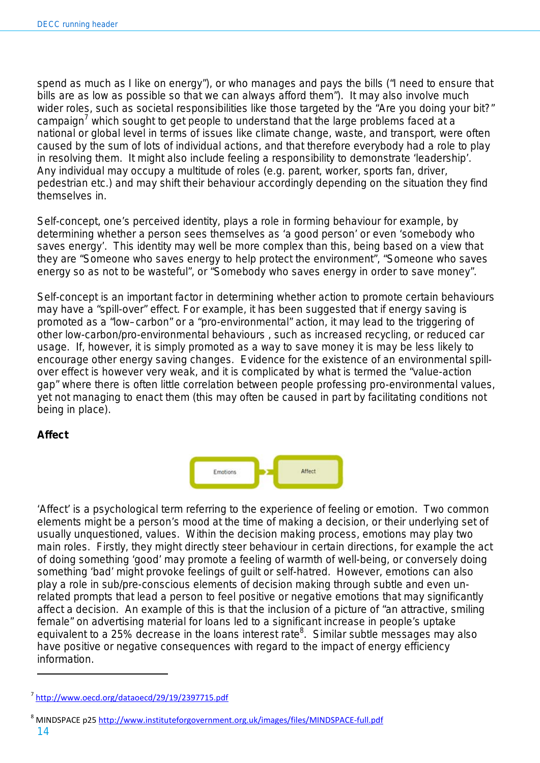spend as much as I like on energy"), or who manages and pays the bills ("I need to ensure that bills are as low as possible so that we can always afford them"). It may also involve much wider roles, such as societal responsibilities like those targeted by the "Are you doing your bit?" campaign[7] which sought to get people to understand that the large problems faced at a national or global level in terms of issues like climate change, waste, and transport, were often caused by the sum of lots of individual actions, and that therefore everybody had a role to play in resolving them. It might also include feeling a responsibility to demonstrate 'leadership'. Any individual may occupy a multitude of roles (e.g. parent, worker, sports fan, driver, pedestrian etc.) and may shift their behaviour accordingly depending on the situation they find themselves in.

Self-concept, one's perceived identity, plays a role in forming behaviour for example, by determining whether a person sees themselves as 'a good person' or even 'somebody who saves energy'. This identity may well be more complex than this, being based on a view that they are "Someone who saves energy to help protect the environment", "Someone who saves energy so as not to be wasteful", or "Somebody who saves energy in order to save money".

Self-concept is an important factor in determining whether action to promote certain behaviours may have a "spill-over" effect. For example, it has been suggested that if energy saving is promoted as a "low–carbon" or a "pro-environmental" action, it may lead to the triggering of other low-carbon/pro-environmental behaviours , such as increased recycling, or reduced car usage. If, however, it is simply promoted as a way to save money it is may be less likely to encourage other energy saving changes. Evidence for the existence of an environmental spill-over effect is however very weak, and it is complicated by what is termed the "value-action gap" where there is often little correlation between people professing pro-environmental values, yet not managing to enact them (this may often be caused in part by facilitating conditions not being in place).

**Affect**

Emotions → Affect

'Affect' is a psychological term referring to the experience of feeling or emotion. Two common elements might be a person's mood at the time of making a decision, or their underlying set of usually unquestioned, values. Within the decision making process, emotions may play two main roles. Firstly, they might directly steer behaviour in certain directions, for example the act of doing something 'good' may promote a feeling of warmth of well-being, or conversely doing something 'bad' might provoke feelings of guilt or self-hatred. However, emotions can also play a role in sub/pre-conscious elements of decision making through subtle and even un-related prompts that lead a person to feel positive or negative emotions that may significantly affect a decision. An example of this is that the inclusion of a picture of "an attractive, smiling female" on advertising material for loans led to a significant increase in people's uptake equivalent to a 25% decrease in the loans interest rate[8]. Similar subtle messages may also have positive or negative consequences with regard to the impact of energy efficiency information.

---

[7] http://www.oecd.org/dataoecd/29/19/2397715.pdf

[8] MINDSPACE p25 http://www.instituteforgovernment.org.uk/images/files/MINDSPACE-full.pdf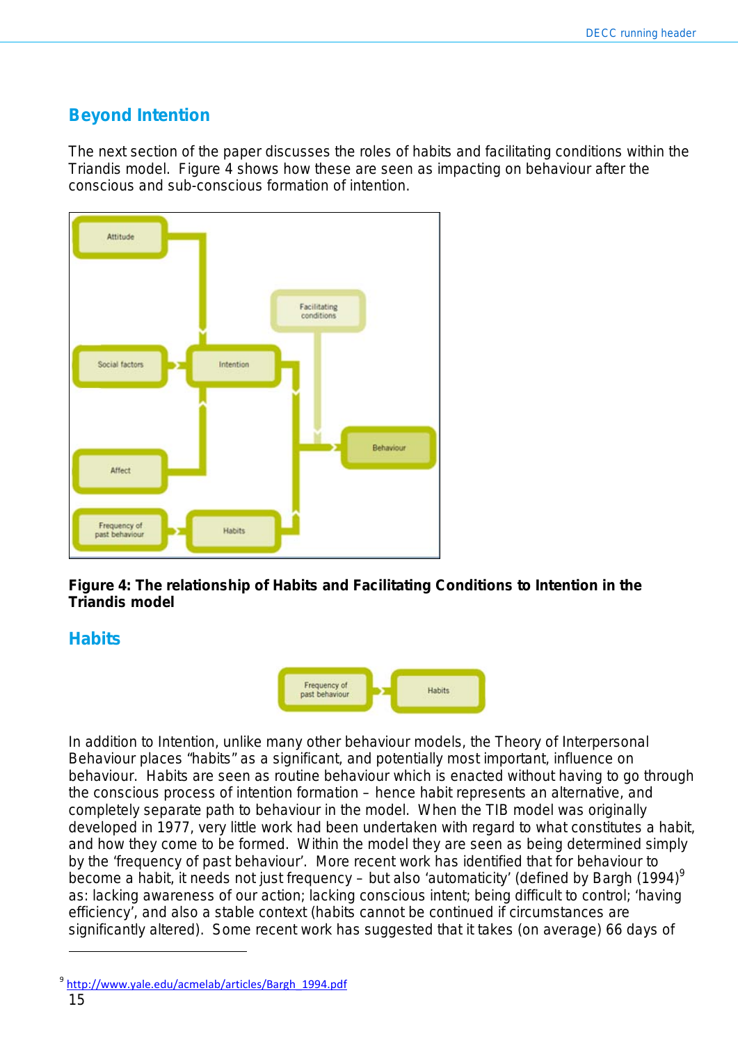## Beyond Intention

The next section of the paper discusses the roles of habits and facilitating conditions within the Triandis model. Figure 4 shows how these are seen as impacting on behaviour after the conscious and sub-conscious formation of intention.

**Figure 4: The relationship of Habits and Facilitating Conditions to Intention in the Triandis model**

## Habits

In addition to Intention, unlike many other behaviour models, the Theory of Interpersonal Behaviour places "habits" as a significant, and potentially most important, influence on behaviour. Habits are seen as routine behaviour which is enacted without having to go through the conscious process of intention formation – hence habit represents an alternative, and completely separate path to behaviour in the model. When the TIB model was originally developed in 1977, very little work had been undertaken with regard to what constitutes a habit, and how they come to be formed. Within the model they are seen as being determined simply by the 'frequency of past behaviour'. More recent work has identified that for behaviour to become a habit, it needs not just frequency – but also 'automaticity' (defined by Bargh (1994)[9] as: lacking awareness of our action; lacking conscious intent; being difficult to control; 'having efficiency', and also a stable context (habits cannot be continued if circumstances are significantly altered). Some recent work has suggested that it takes (on average) 66 days of

[9] http://www.yale.edu/acmelab/articles/Bargh_1994.pdf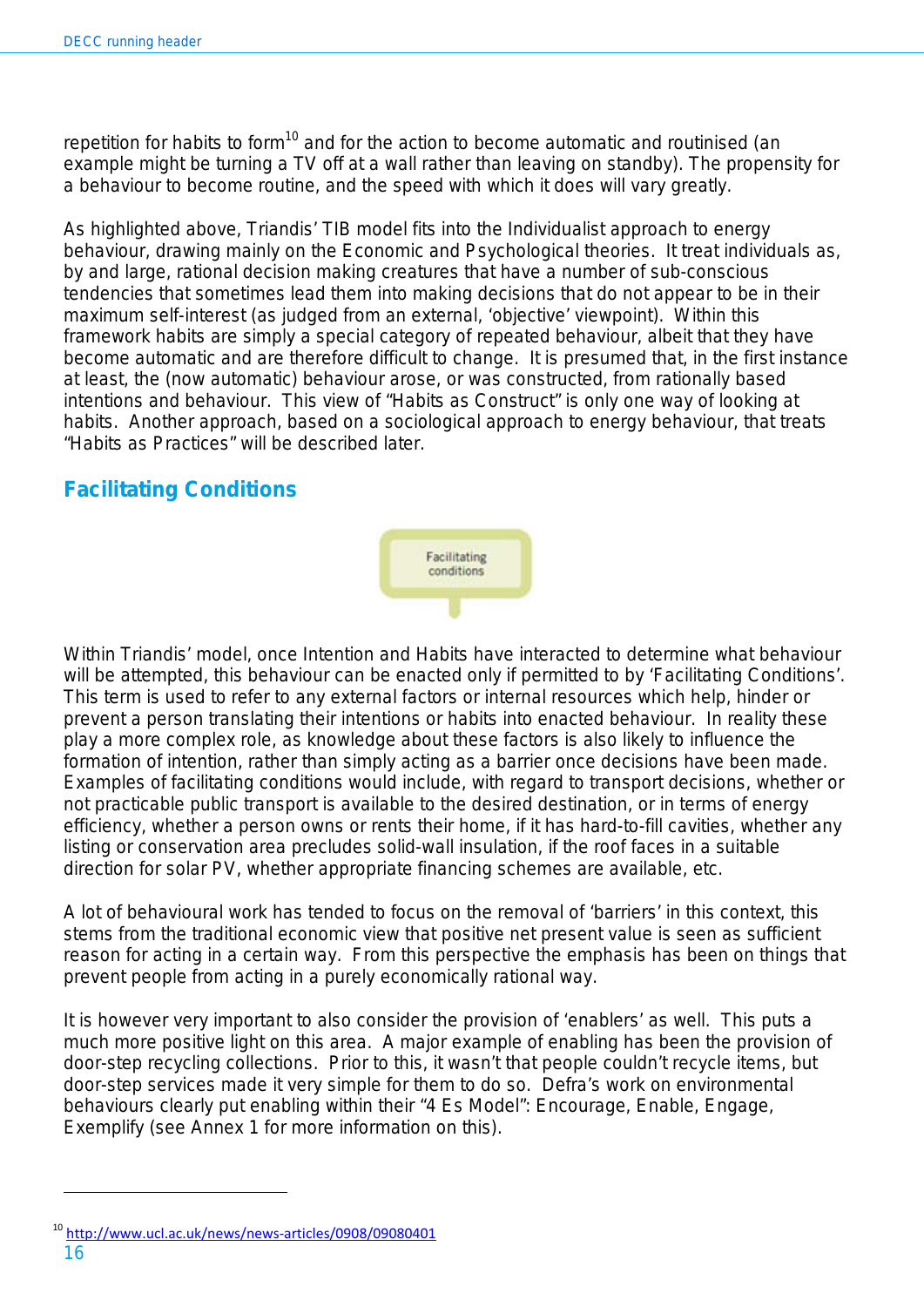repetition for habits to form[10] and for the action to become automatic and routinised (an example might be turning a TV off at a wall rather than leaving on standby). The propensity for a behaviour to become routine, and the speed with which it does will vary greatly.

As highlighted above, Triandis' TIB model fits into the Individualist approach to energy behaviour, drawing mainly on the Economic and Psychological theories. It treat individuals as, by and large, rational decision making creatures that have a number of sub-conscious tendencies that sometimes lead them into making decisions that do not appear to be in their maximum self-interest (as judged from an external, 'objective' viewpoint). Within this framework habits are simply a special category of repeated behaviour, albeit that they have become automatic and are therefore difficult to change. It is presumed that, in the first instance at least, the (now automatic) behaviour arose, or was constructed, from rationally based intentions and behaviour. This view of "Habits as Construct" is only one way of looking at habits. Another approach, based on a sociological approach to energy behaviour, that treats "Habits as Practices" will be described later.

## Facilitating Conditions

Facilitating conditions

Within Triandis' model, once Intention and Habits have interacted to determine what behaviour will be attempted, this behaviour can be enacted only if permitted to by 'Facilitating Conditions'. This term is used to refer to any external factors or internal resources which help, hinder or prevent a person translating their intentions or habits into enacted behaviour. In reality these play a more complex role, as knowledge about these factors is also likely to influence the formation of intention, rather than simply acting as a barrier once decisions have been made. Examples of facilitating conditions would include, with regard to transport decisions, whether or not practicable public transport is available to the desired destination, or in terms of energy efficiency, whether a person owns or rents their home, if it has hard-to-fill cavities, whether any listing or conservation area precludes solid-wall insulation, if the roof faces in a suitable direction for solar PV, whether appropriate financing schemes are available, etc.

A lot of behavioural work has tended to focus on the removal of 'barriers' in this context, this stems from the traditional economic view that positive net present value is seen as sufficient reason for acting in a certain way. From this perspective the emphasis has been on things that prevent people from acting in a purely economically rational way.

It is however very important to also consider the provision of 'enablers' as well. This puts a much more positive light on this area. A major example of enabling has been the provision of door-step recycling collections. Prior to this, it wasn't that people couldn't recycle items, but door-step services made it very simple for them to do so. Defra's work on environmental behaviours clearly put enabling within their "4 Es Model": Encourage, Enable, Engage, Exemplify (see Annex 1 for more information on this).

---

[10] http://www.ucl.ac.uk/news/news-articles/0908/09080401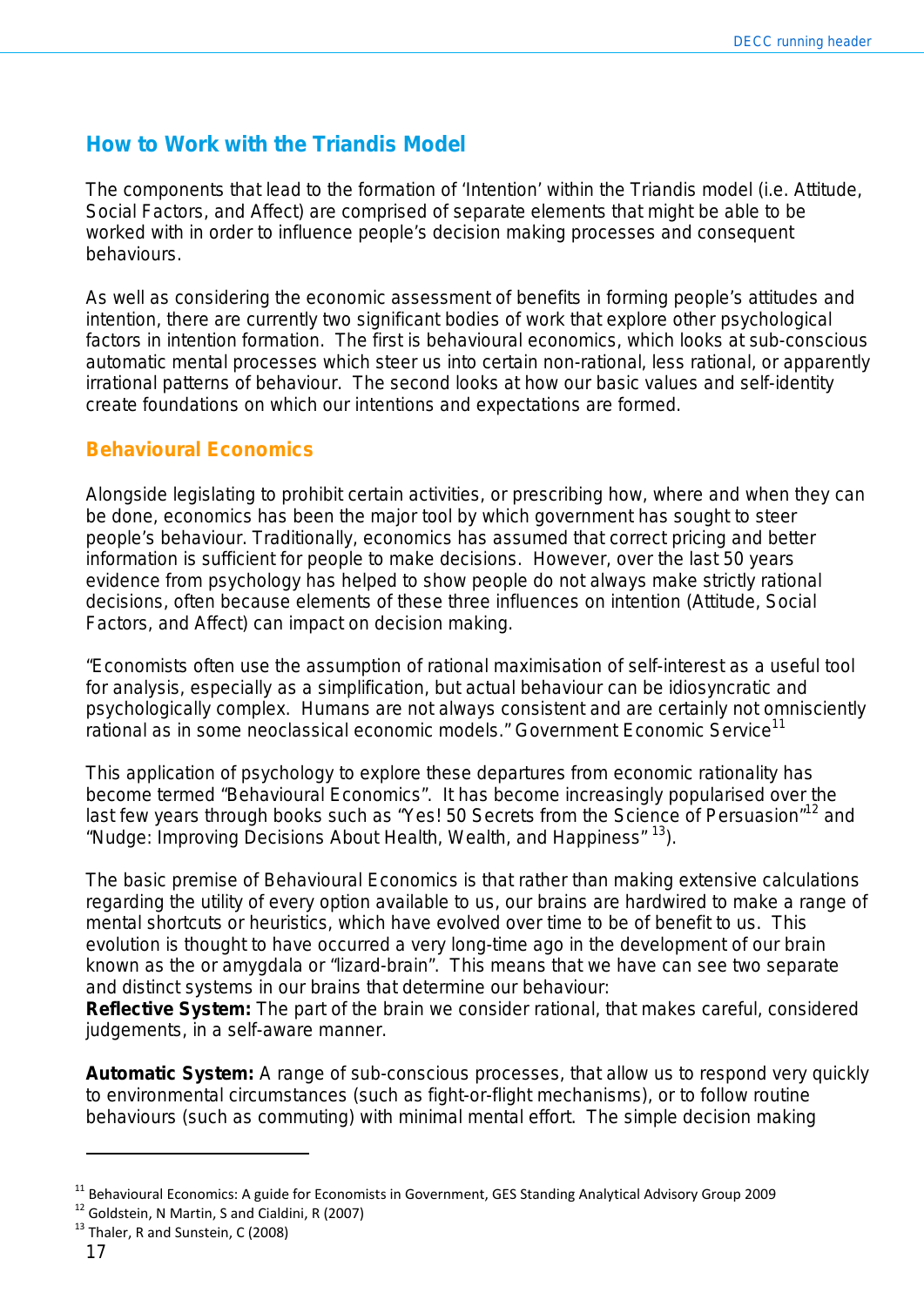## How to Work with the Triandis Model

The components that lead to the formation of 'Intention' within the Triandis model (i.e. Attitude, Social Factors, and Affect) are comprised of separate elements that might be able to be worked with in order to influence people's decision making processes and consequent behaviours.

As well as considering the economic assessment of benefits in forming people's attitudes and intention, there are currently two significant bodies of work that explore other psychological factors in intention formation. The first is behavioural economics, which looks at sub-conscious automatic mental processes which steer us into certain non-rational, less rational, or apparently irrational patterns of behaviour. The second looks at how our basic values and self-identity create foundations on which our intentions and expectations are formed.

### Behavioural Economics

Alongside legislating to prohibit certain activities, or prescribing how, where and when they can be done, economics has been the major tool by which government has sought to steer people's behaviour. Traditionally, economics has assumed that correct pricing and better information is sufficient for people to make decisions. However, over the last 50 years evidence from psychology has helped to show people do not always make strictly rational decisions, often because elements of these three influences on intention (Attitude, Social Factors, and Affect) can impact on decision making.

"Economists often use the assumption of rational maximisation of self-interest as a useful tool for analysis, especially as a simplification, but actual behaviour can be idiosyncratic and psychologically complex. Humans are not always consistent and are certainly not omnisciently rational as in some neoclassical economic models." Government Economic Service[11]

This application of psychology to explore these departures from economic rationality has become termed "Behavioural Economics". It has become increasingly popularised over the last few years through books such as "Yes! 50 Secrets from the Science of Persuasion"[12] and "Nudge: Improving Decisions About Health, Wealth, and Happiness" [13]).

The basic premise of Behavioural Economics is that rather than making extensive calculations regarding the utility of every option available to us, our brains are hardwired to make a range of mental shortcuts or heuristics, which have evolved over time to be of benefit to us. This evolution is thought to have occurred a very long-time ago in the development of our brain known as the or amygdala or "lizard-brain". This means that we have can see two separate and distinct systems in our brains that determine our behaviour:

**Reflective System:** The part of the brain we consider rational, that makes careful, considered judgements, in a self-aware manner.

**Automatic System:** A range of sub-conscious processes, that allow us to respond very quickly to environmental circumstances (such as fight-or-flight mechanisms), or to follow routine behaviours (such as commuting) with minimal mental effort. The simple decision making

---

[11] Behavioural Economics: A guide for Economists in Government, GES Standing Analytical Advisory Group 2009

[12] Goldstein, N Martin, S and Cialdini, R (2007)

[13] Thaler, R and Sunstein, C (2008)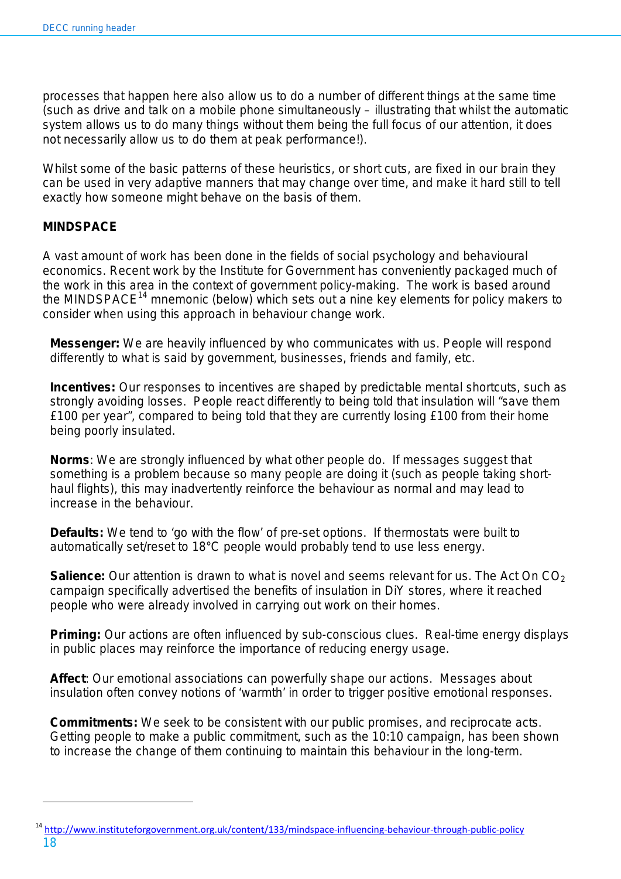processes that happen here also allow us to do a number of different things at the same time (such as drive and talk on a mobile phone simultaneously – illustrating that whilst the automatic system allows us to do many things without them being the full focus of our attention, it does not necessarily allow us to do them at peak performance!).

Whilst some of the basic patterns of these heuristics, or short cuts, are fixed in our brain they can be used in very adaptive manners that may change over time, and make it hard still to tell exactly how someone might behave on the basis of them.

**MINDSPACE**

A vast amount of work has been done in the fields of social psychology and behavioural economics. Recent work by the Institute for Government has conveniently packaged much of the work in this area in the context of government policy-making. The work is based around the MINDSPACE[14] mnemonic (below) which sets out a nine key elements for policy makers to consider when using this approach in behaviour change work.

**Messenger:** We are heavily influenced by who communicates with us. People will respond differently to what is said by government, businesses, friends and family, etc.

**Incentives:** Our responses to incentives are shaped by predictable mental shortcuts, such as strongly avoiding losses. People react differently to being told that insulation will "save them £100 per year", compared to being told that they are currently losing £100 from their home being poorly insulated.

**Norms**: We are strongly influenced by what other people do. If messages suggest that something is a problem because so many people are doing it (such as people taking short-haul flights), this may inadvertently reinforce the behaviour as normal and may lead to increase in the behaviour.

**Defaults:** We tend to 'go with the flow' of pre-set options. If thermostats were built to automatically set/reset to 18°C people would probably tend to use less energy.

**Salience:** Our attention is drawn to what is novel and seems relevant for us. The Act On $CO_2$ campaign specifically advertised the benefits of insulation in DiY stores, where it reached people who were already involved in carrying out work on their homes.

**Priming:** Our actions are often influenced by sub-conscious clues. Real-time energy displays in public places may reinforce the importance of reducing energy usage.

**Affect**: Our emotional associations can powerfully shape our actions. Messages about insulation often convey notions of 'warmth' in order to trigger positive emotional responses.

**Commitments:** We seek to be consistent with our public promises, and reciprocate acts. Getting people to make a public commitment, such as the 10:10 campaign, has been shown to increase the change of them continuing to maintain this behaviour in the long-term.

---

[14] http://www.instituteforgovernment.org.uk/content/133/mindspace-influencing-behaviour-through-public-policy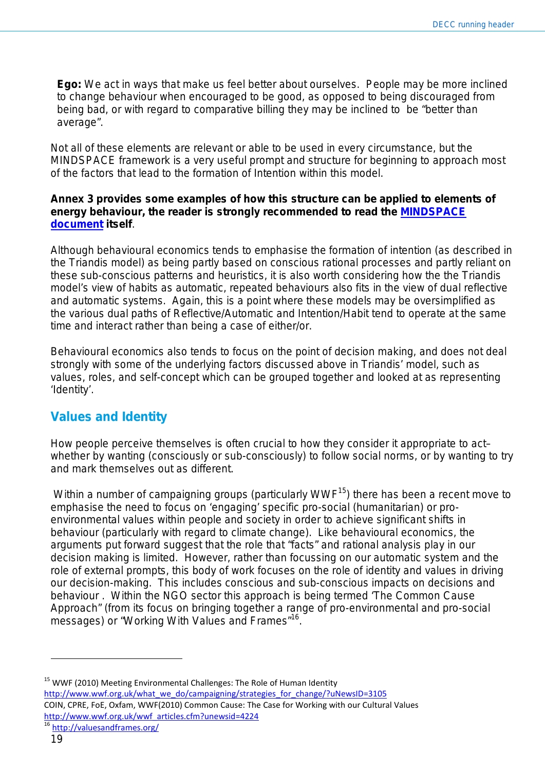**Ego:** We act in ways that make us feel better about ourselves. People may be more inclined to change behaviour when encouraged to be good, as opposed to being discouraged from being bad, or with regard to comparative billing they may be inclined to be "better than average".

Not all of these elements are relevant or able to be used in every circumstance, but the MINDSPACE framework is a very useful prompt and structure for beginning to approach most of the factors that lead to the formation of Intention within this model.

**Annex 3 provides some examples of how this structure can be applied to elements of energy behaviour, the reader is strongly recommended to read the [MINDSPACE document](#) itself**.

Although behavioural economics tends to emphasise the formation of intention (as described in the Triandis model) as being partly based on conscious rational processes and partly reliant on these sub-conscious patterns and heuristics, it is also worth considering how the Triandis model's view of habits as automatic, repeated behaviours also fits in the view of dual reflective and automatic systems. Again, this is a point where these models may be oversimplified as the various dual paths of Reflective/Automatic and Intention/Habit tend to operate at the same time and interact rather than being a case of either/or.

Behavioural economics also tends to focus on the point of decision making, and does not deal strongly with some of the underlying factors discussed above in Triandis' model, such as values, roles, and self-concept which can be grouped together and looked at as representing 'Identity'.

## Values and Identity

How people perceive themselves is often crucial to how they consider it appropriate to act– whether by wanting (consciously or sub-consciously) to follow social norms, or by wanting to try and mark themselves out as different.

Within a number of campaigning groups (particularly WWF[15]) there has been a recent move to emphasise the need to focus on 'engaging' specific pro-social (humanitarian) or pro-environmental values within people and society in order to achieve significant shifts in behaviour (particularly with regard to climate change). Like behavioural economics, the arguments put forward suggest that the role that "facts" and rational analysis play in our decision making is limited. However, rather than focussing on our automatic system and the role of external prompts, this body of work focuses on the role of identity and values in driving our decision-making. This includes conscious and sub-conscious impacts on decisions and behaviour . Within the NGO sector this approach is being termed 'The Common Cause Approach" (from its focus on bringing together a range of pro-environmental and pro-social messages) or "Working With Values and Frames"[16].

---

[15] WWF (2010) Meeting Environmental Challenges: The Role of Human Identity http://www.wwf.org.uk/what_we_do/campaigning/strategies_for_change/?uNewsID=3105
COIN, CPRE, FoE, Oxfam, WWF(2010) Common Cause: The Case for Working with our Cultural Values http://www.wwf.org.uk/wwf_articles.cfm?unewsid=4224

[16] http://valuesandframes.org/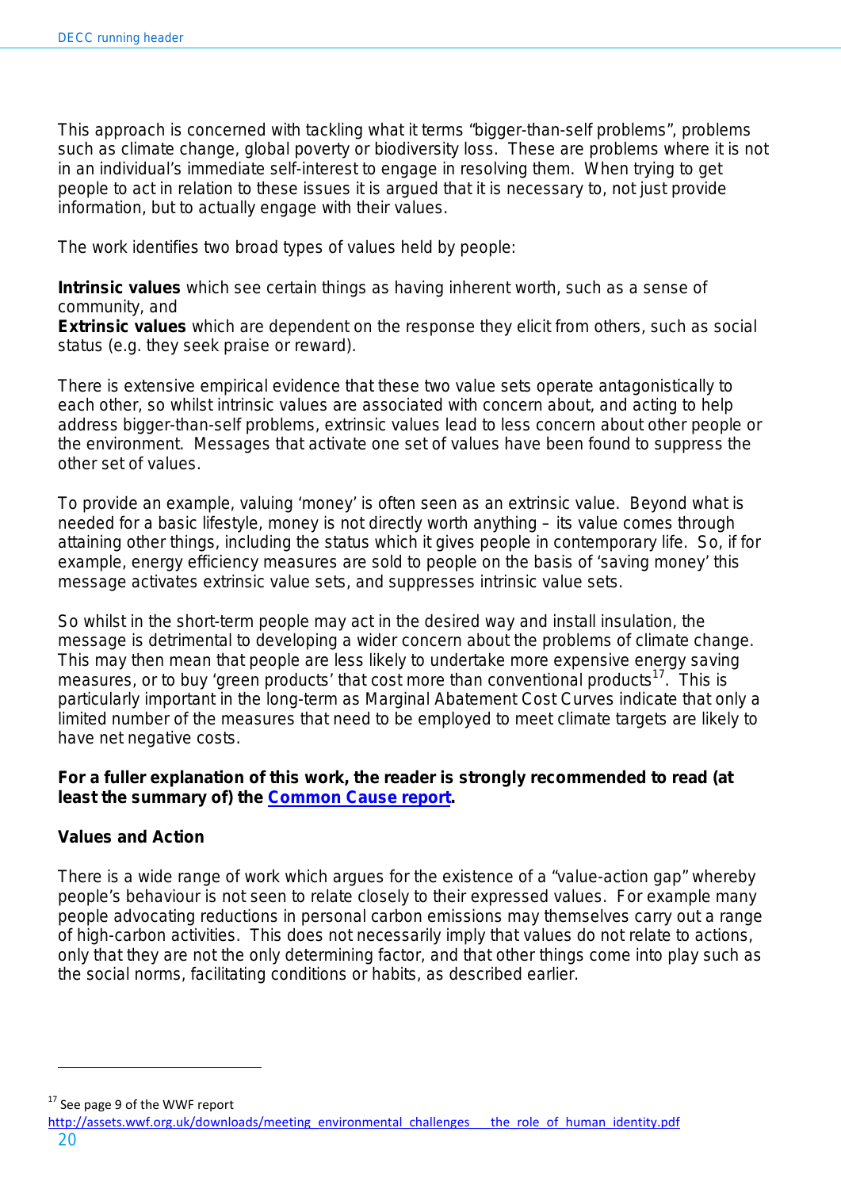This approach is concerned with tackling what it terms "bigger-than-self problems", problems such as climate change, global poverty or biodiversity loss. These are problems where it is not in an individual's immediate self-interest to engage in resolving them. When trying to get people to act in relation to these issues it is argued that it is necessary to, not just provide information, but to actually engage with their values.

The work identifies two broad types of values held by people:

**Intrinsic values** which see certain things as having inherent worth, such as a sense of community, and
**Extrinsic values** which are dependent on the response they elicit from others, such as social status (e.g. they seek praise or reward).

There is extensive empirical evidence that these two value sets operate antagonistically to each other, so whilst intrinsic values are associated with concern about, and acting to help address bigger-than-self problems, extrinsic values lead to less concern about other people or the environment. Messages that activate one set of values have been found to suppress the other set of values.

To provide an example, valuing 'money' is often seen as an extrinsic value. Beyond what is needed for a basic lifestyle, money is not directly worth anything – its value comes through attaining other things, including the status which it gives people in contemporary life. So, if for example, energy efficiency measures are sold to people on the basis of 'saving money' this message activates extrinsic value sets, and suppresses intrinsic value sets.

So whilst in the short-term people may act in the desired way and install insulation, the message is detrimental to developing a wider concern about the problems of climate change. This may then mean that people are less likely to undertake more expensive energy saving measures, or to buy 'green products' that cost more than conventional products[17]. This is particularly important in the long-term as Marginal Abatement Cost Curves indicate that only a limited number of the measures that need to be employed to meet climate targets are likely to have net negative costs.

**For a fuller explanation of this work, the reader is strongly recommended to read (at least the summary of) the Common Cause report.**

### Values and Action

There is a wide range of work which argues for the existence of a "value-action gap" whereby people's behaviour is not seen to relate closely to their expressed values. For example many people advocating reductions in personal carbon emissions may themselves carry out a range of high-carbon activities. This does not necessarily imply that values do not relate to actions, only that they are not the only determining factor, and that other things come into play such as the social norms, facilitating conditions or habits, as described earlier.

---

[17] See page 9 of the WWF report
http://assets.wwf.org.uk/downloads/meeting_environmental_challenges___the_role_of_human_identity.pdf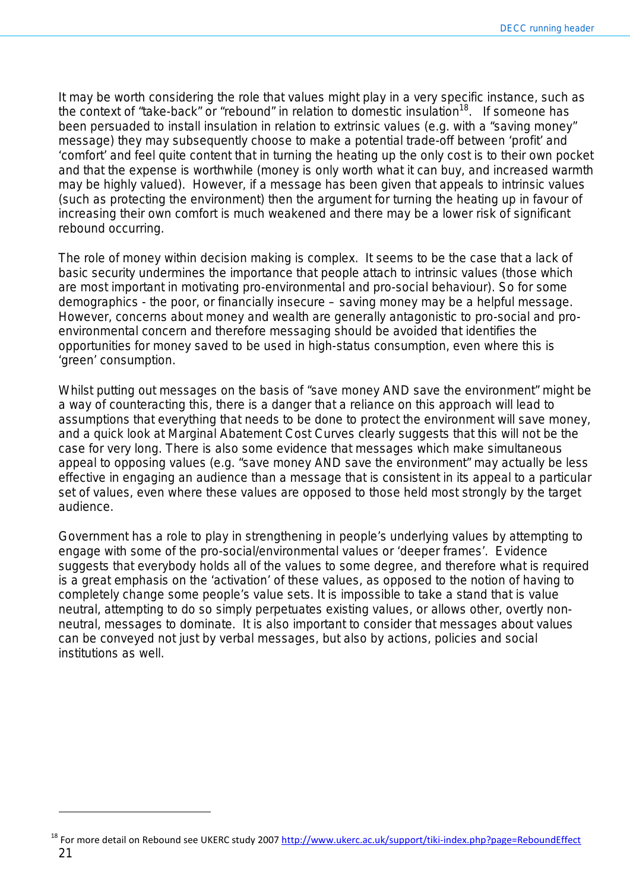It may be worth considering the role that values might play in a very specific instance, such as the context of "take-back" or "rebound" in relation to domestic insulation[18]. If someone has been persuaded to install insulation in relation to extrinsic values (e.g. with a "saving money" message) they may subsequently choose to make a potential trade-off between 'profit' and 'comfort' and feel quite content that in turning the heating up the only cost is to their own pocket and that the expense is worthwhile (money is only worth what it can buy, and increased warmth may be highly valued). However, if a message has been given that appeals to intrinsic values (such as protecting the environment) then the argument for turning the heating up in favour of increasing their own comfort is much weakened and there may be a lower risk of significant rebound occurring.

The role of money within decision making is complex. It seems to be the case that a lack of basic security undermines the importance that people attach to intrinsic values (those which are most important in motivating pro-environmental and pro-social behaviour). So for some demographics - the poor, or financially insecure – saving money may be a helpful message. However, concerns about money and wealth are generally antagonistic to pro-social and pro-environmental concern and therefore messaging should be avoided that identifies the opportunities for money saved to be used in high-status consumption, even where this is 'green' consumption.

Whilst putting out messages on the basis of "save money AND save the environment" might be a way of counteracting this, there is a danger that a reliance on this approach will lead to assumptions that everything that needs to be done to protect the environment will save money, and a quick look at Marginal Abatement Cost Curves clearly suggests that this will not be the case for very long. There is also some evidence that messages which make simultaneous appeal to opposing values (e.g. "save money AND save the environment" may actually be less effective in engaging an audience than a message that is consistent in its appeal to a particular set of values, even where these values are opposed to those held most strongly by the target audience.

Government has a role to play in strengthening in people's underlying values by attempting to engage with some of the pro-social/environmental values or 'deeper frames'. Evidence suggests that everybody holds all of the values to some degree, and therefore what is required is a great emphasis on the 'activation' of these values, as opposed to the notion of having to completely change some people's value sets. It is impossible to take a stand that is value neutral, attempting to do so simply perpetuates existing values, or allows other, overtly non-neutral, messages to dominate. It is also important to consider that messages about values can be conveyed not just by verbal messages, but also by actions, policies and social institutions as well.

---

[18] For more detail on Rebound see UKERC study 2007 http://www.ukerc.ac.uk/support/tiki-index.php?page=ReboundEffect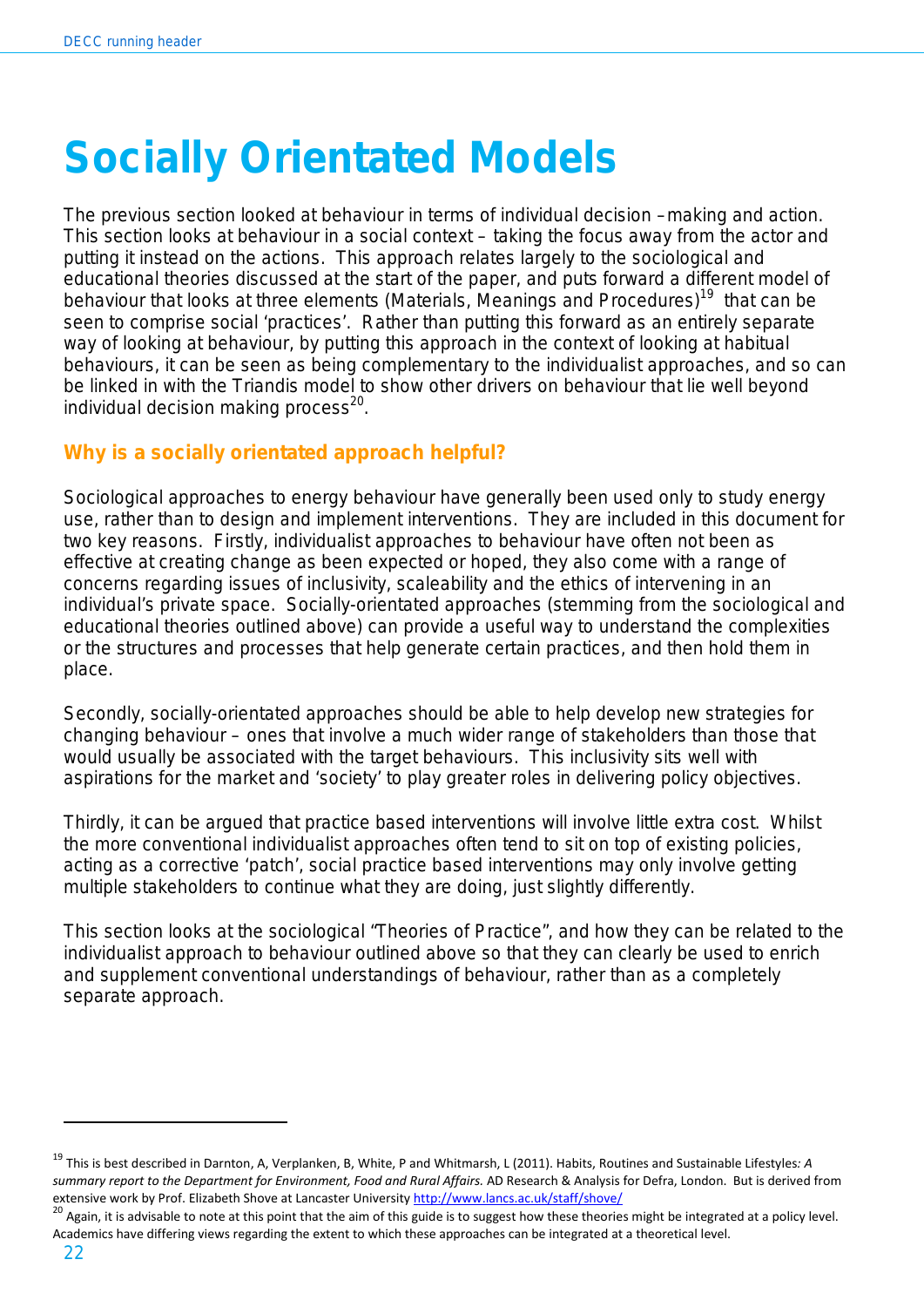# Socially Orientated Models

The previous section looked at behaviour in terms of individual decision –making and action. This section looks at behaviour in a social context – taking the focus away from the actor and putting it instead on the actions. This approach relates largely to the sociological and educational theories discussed at the start of the paper, and puts forward a different model of behaviour that looks at three elements (Materials, Meanings and Procedures)[19] that can be seen to comprise social 'practices'. Rather than putting this forward as an entirely separate way of looking at behaviour, by putting this approach in the context of looking at habitual behaviours, it can be seen as being complementary to the individualist approaches, and so can be linked in with the Triandis model to show other drivers on behaviour that lie well beyond individual decision making process[20].

## Why is a socially orientated approach helpful?

Sociological approaches to energy behaviour have generally been used only to study energy use, rather than to design and implement interventions. They are included in this document for two key reasons. Firstly, individualist approaches to behaviour have often not been as effective at creating change as been expected or hoped, they also come with a range of concerns regarding issues of inclusivity, scaleability and the ethics of intervening in an individual's private space. Socially-orientated approaches (stemming from the sociological and educational theories outlined above) can provide a useful way to understand the complexities or the structures and processes that help generate certain practices, and then hold them in place.

Secondly, socially-orientated approaches should be able to help develop new strategies for changing behaviour – ones that involve a much wider range of stakeholders than those that would usually be associated with the target behaviours. This inclusivity sits well with aspirations for the market and 'society' to play greater roles in delivering policy objectives.

Thirdly, it can be argued that practice based interventions will involve little extra cost. Whilst the more conventional individualist approaches often tend to sit on top of existing policies, acting as a corrective 'patch', social practice based interventions may only involve getting multiple stakeholders to continue what they are doing, just slightly differently.

This section looks at the sociological "Theories of Practice", and how they can be related to the individualist approach to behaviour outlined above so that they can clearly be used to enrich and supplement conventional understandings of behaviour, rather than as a completely separate approach.

---

[19] This is best described in Darnton, A, Verplanken, B, White, P and Whitmarsh, L (2011). Habits, Routines and Sustainable Lifestyles*: A summary report to the Department for Environment, Food and Rural Affairs.* AD Research & Analysis for Defra, London. But is derived from extensive work by Prof. Elizabeth Shove at Lancaster University http://www.lancs.ac.uk/staff/shove/

[20] Again, it is advisable to note at this point that the aim of this guide is to suggest how these theories might be integrated at a policy level. Academics have differing views regarding the extent to which these approaches can be integrated at a theoretical level.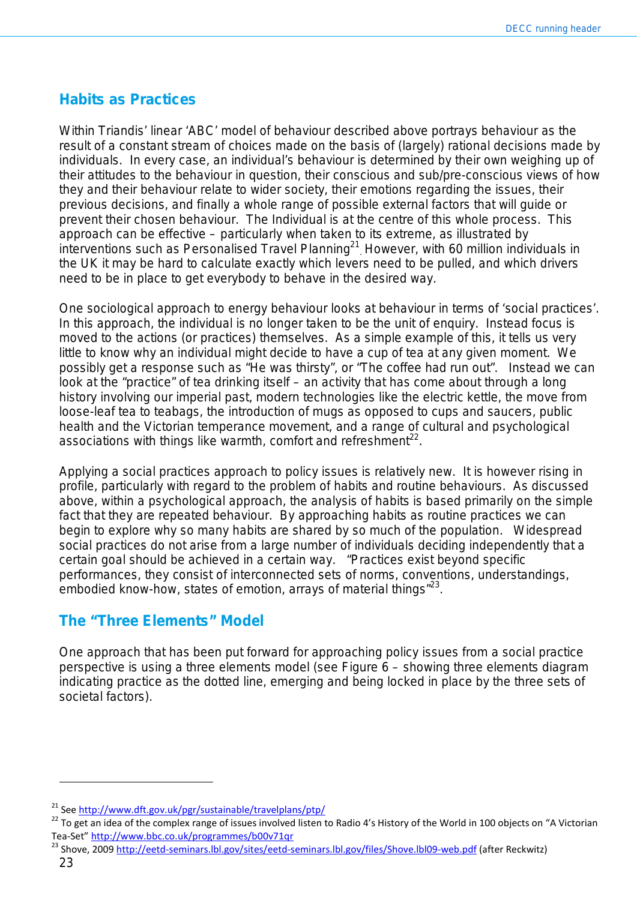## Habits as Practices

Within Triandis' linear 'ABC' model of behaviour described above portrays behaviour as the result of a constant stream of choices made on the basis of (largely) rational decisions made by individuals. In every case, an individual's behaviour is determined by their own weighing up of their attitudes to the behaviour in question, their conscious and sub/pre-conscious views of how they and their behaviour relate to wider society, their emotions regarding the issues, their previous decisions, and finally a whole range of possible external factors that will guide or prevent their chosen behaviour. The Individual is at the centre of this whole process. This approach can be effective – particularly when taken to its extreme, as illustrated by interventions such as Personalised Travel Planning[21]. However, with 60 million individuals in the UK it may be hard to calculate exactly which levers need to be pulled, and which drivers need to be in place to get everybody to behave in the desired way.

One sociological approach to energy behaviour looks at behaviour in terms of 'social practices'. In this approach, the individual is no longer taken to be the unit of enquiry. Instead focus is moved to the actions (or practices) themselves. As a simple example of this, it tells us very little to know why an individual might decide to have a cup of tea at any given moment. We possibly get a response such as "He was thirsty", or "The coffee had run out". Instead we can look at the "practice" of tea drinking itself – an activity that has come about through a long history involving our imperial past, modern technologies like the electric kettle, the move from loose-leaf tea to teabags, the introduction of mugs as opposed to cups and saucers, public health and the Victorian temperance movement, and a range of cultural and psychological associations with things like warmth, comfort and refreshment[22].

Applying a social practices approach to policy issues is relatively new. It is however rising in profile, particularly with regard to the problem of habits and routine behaviours. As discussed above, within a psychological approach, the analysis of habits is based primarily on the simple fact that they are repeated behaviour. By approaching habits as routine practices we can begin to explore why so many habits are shared by so much of the population. Widespread social practices do not arise from a large number of individuals deciding independently that a certain goal should be achieved in a certain way. "Practices exist beyond specific performances, they consist of interconnected sets of norms, conventions, understandings, embodied know-how, states of emotion, arrays of material things"[23].

## The "Three Elements" Model

One approach that has been put forward for approaching policy issues from a social practice perspective is using a three elements model (see Figure 6 – showing three elements diagram indicating practice as the dotted line, emerging and being locked in place by the three sets of societal factors).

---

[21] See http://www.dft.gov.uk/pgr/sustainable/travelplans/ptp/

[22] To get an idea of the complex range of issues involved listen to Radio 4's History of the World in 100 objects on "A Victorian Tea-Set" http://www.bbc.co.uk/programmes/b00v71qr

[23] Shove, 2009 http://eetd-seminars.lbl.gov/sites/eetd-seminars.lbl.gov/files/Shove.lbl09-web.pdf (after Reckwitz)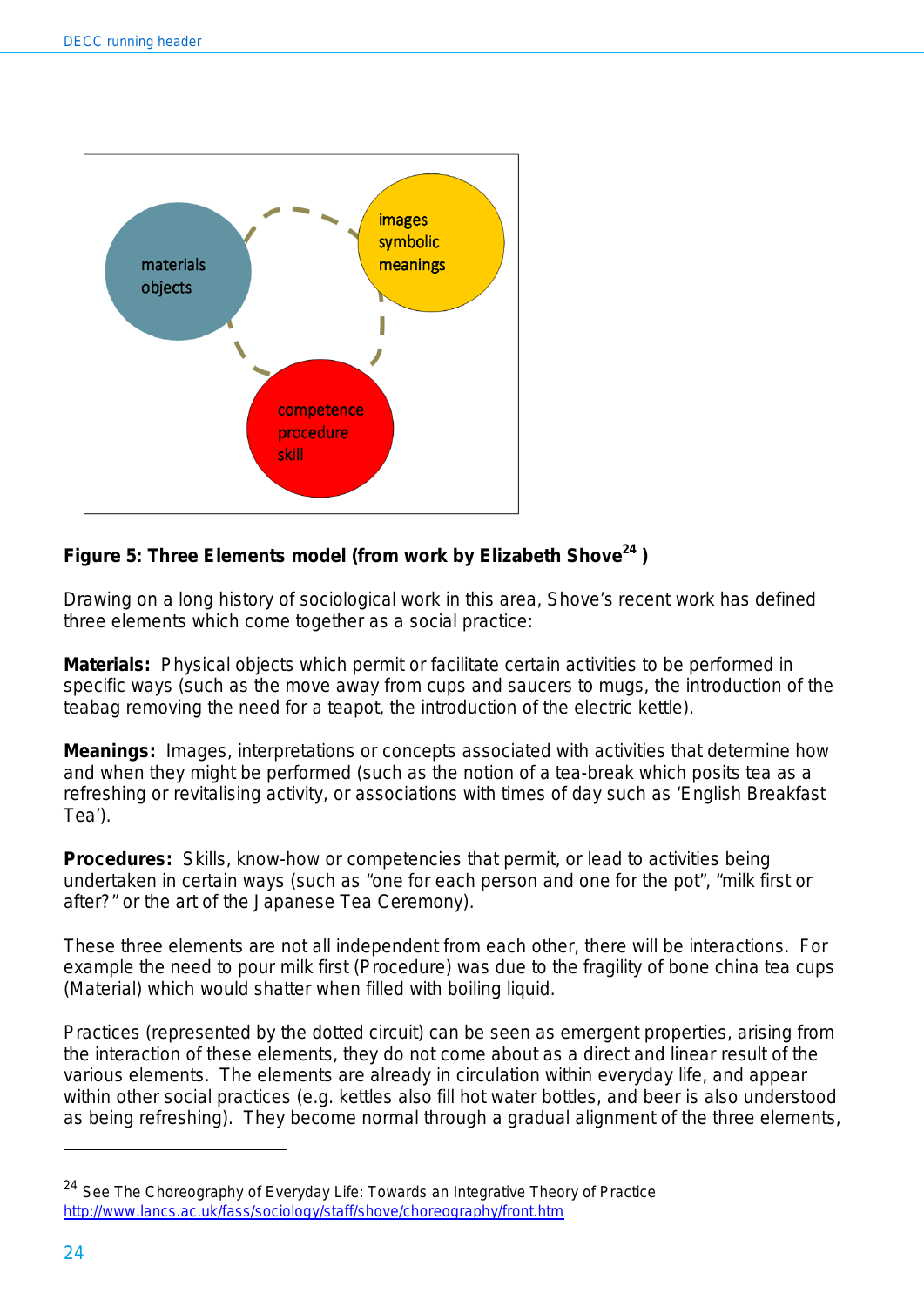**Figure 5: Three Elements model (from work by Elizabeth Shove[24] )**

Drawing on a long history of sociological work in this area, Shove's recent work has defined three elements which come together as a social practice:

**Materials:** Physical objects which permit or facilitate certain activities to be performed in specific ways (such as the move away from cups and saucers to mugs, the introduction of the teabag removing the need for a teapot, the introduction of the electric kettle).

**Meanings:** Images, interpretations or concepts associated with activities that determine how and when they might be performed (such as the notion of a tea-break which posits tea as a refreshing or revitalising activity, or associations with times of day such as 'English Breakfast Tea').

**Procedures:** Skills, know-how or competencies that permit, or lead to activities being undertaken in certain ways (such as "one for each person and one for the pot", "milk first or after?" or the art of the Japanese Tea Ceremony).

These three elements are not all independent from each other, there will be interactions. For example the need to pour milk first (Procedure) was due to the fragility of bone china tea cups (Material) which would shatter when filled with boiling liquid.

Practices (represented by the dotted circuit) can be seen as emergent properties, arising from the interaction of these elements, they do not come about as a direct and linear result of the various elements. The elements are already in circulation within everyday life, and appear within other social practices (e.g. kettles also fill hot water bottles, and beer is also understood as being refreshing). They become normal through a gradual alignment of the three elements,

---

[24] See The Choreography of Everyday Life: Towards an Integrative Theory of Practice http://www.lancs.ac.uk/fass/sociology/staff/shove/choreography/front.htm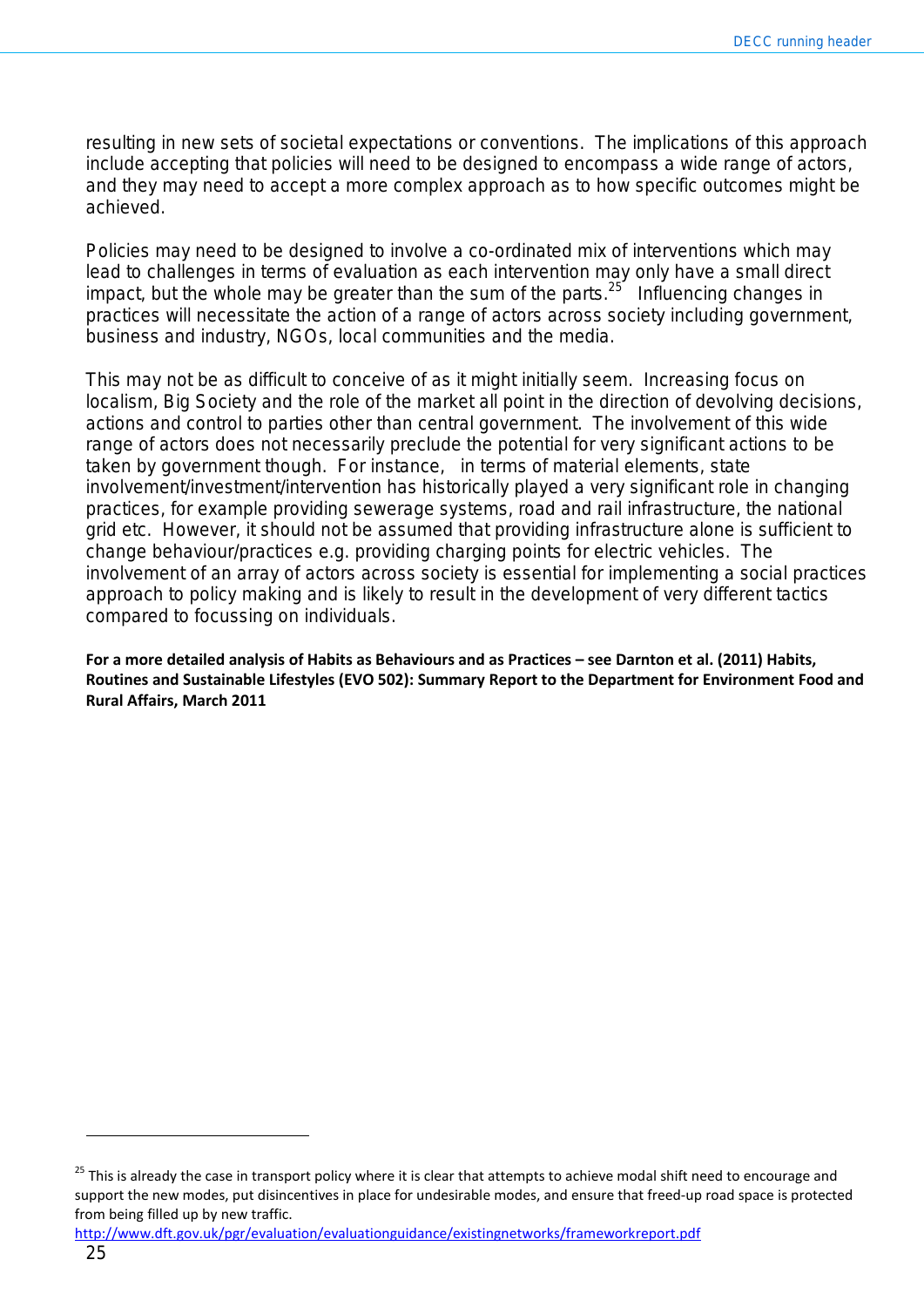resulting in new sets of societal expectations or conventions. The implications of this approach include accepting that policies will need to be designed to encompass a wide range of actors, and they may need to accept a more complex approach as to how specific outcomes might be achieved.

Policies may need to be designed to involve a co-ordinated mix of interventions which may lead to challenges in terms of evaluation as each intervention may only have a small direct impact, but the whole may be greater than the sum of the parts.[25] Influencing changes in practices will necessitate the action of a range of actors across society including government, business and industry, NGOs, local communities and the media.

This may not be as difficult to conceive of as it might initially seem. Increasing focus on localism, Big Society and the role of the market all point in the direction of devolving decisions, actions and control to parties other than central government. The involvement of this wide range of actors does not necessarily preclude the potential for very significant actions to be taken by government though. For instance, in terms of material elements, state involvement/investment/intervention has historically played a very significant role in changing practices, for example providing sewerage systems, road and rail infrastructure, the national grid etc. However, it should not be assumed that providing infrastructure alone is sufficient to change behaviour/practices e.g. providing charging points for electric vehicles. The involvement of an array of actors across society is essential for implementing a social practices approach to policy making and is likely to result in the development of very different tactics compared to focussing on individuals.

**For a more detailed analysis of Habits as Behaviours and as Practices – see Darnton et al. (2011) Habits, Routines and Sustainable Lifestyles (EVO 502): Summary Report to the Department for Environment Food and Rural Affairs, March 2011**

---

[25] This is already the case in transport policy where it is clear that attempts to achieve modal shift need to encourage and support the new modes, put disincentives in place for undesirable modes, and ensure that freed-up road space is protected from being filled up by new traffic.
http://www.dft.gov.uk/pgr/evaluation/evaluationguidance/existingnetworks/frameworkreport.pdf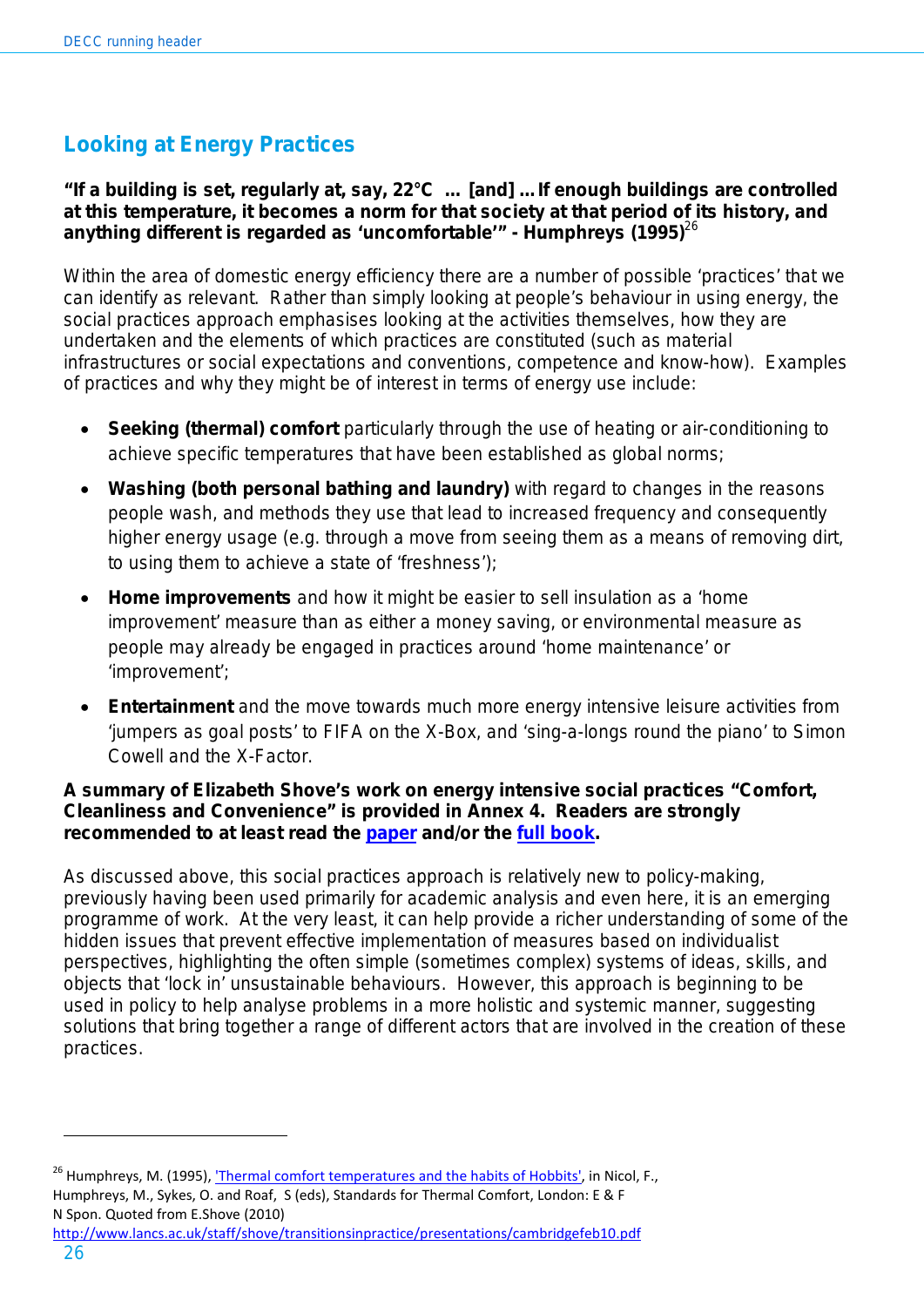## Looking at Energy Practices

**"If a building is set, regularly at, say, 22°C … [and] …If enough buildings are controlled at this temperature, it becomes a norm for that society at that period of its history, and anything different is regarded as 'uncomfortable'" - Humphreys (1995)**[26]

Within the area of domestic energy efficiency there are a number of possible 'practices' that we can identify as relevant. Rather than simply looking at people's behaviour in using energy, the social practices approach emphasises looking at the activities themselves, how they are undertaken and the elements of which practices are constituted (such as material infrastructures or social expectations and conventions, competence and know-how). Examples of practices and why they might be of interest in terms of energy use include:

- **Seeking (thermal) comfort** particularly through the use of heating or air-conditioning to achieve specific temperatures that have been established as global norms;
- **Washing (both personal bathing and laundry)** with regard to changes in the reasons people wash, and methods they use that lead to increased frequency and consequently higher energy usage (e.g. through a move from seeing them as a means of removing dirt, to using them to achieve a state of 'freshness');
- **Home improvements** and how it might be easier to sell insulation as a 'home improvement' measure than as either a money saving, or environmental measure as people may already be engaged in practices around 'home maintenance' or 'improvement';
- **Entertainment** and the move towards much more energy intensive leisure activities from 'jumpers as goal posts' to FIFA on the X-Box, and 'sing-a-longs round the piano' to Simon Cowell and the X-Factor.

**A summary of Elizabeth Shove's work on energy intensive social practices "Comfort, Cleanliness and Convenience" is provided in Annex 4. Readers are strongly recommended to at least read the paper and/or the full book.**

As discussed above, this social practices approach is relatively new to policy-making, previously having been used primarily for academic analysis and even here, it is an emerging programme of work. At the very least, it can help provide a richer understanding of some of the hidden issues that prevent effective implementation of measures based on individualist perspectives, highlighting the often simple (sometimes complex) systems of ideas, skills, and objects that 'lock in' unsustainable behaviours. However, this approach is beginning to be used in policy to help analyse problems in a more holistic and systemic manner, suggesting solutions that bring together a range of different actors that are involved in the creation of these practices.

---

[26] Humphreys, M. (1995), 'Thermal comfort temperatures and the habits of Hobbits', in Nicol, F., Humphreys, M., Sykes, O. and Roaf, S (eds), Standards for Thermal Comfort, London: E & F N Spon. Quoted from E.Shove (2010) http://www.lancs.ac.uk/staff/shove/transitionsinpractice/presentations/cambridgefeb10.pdf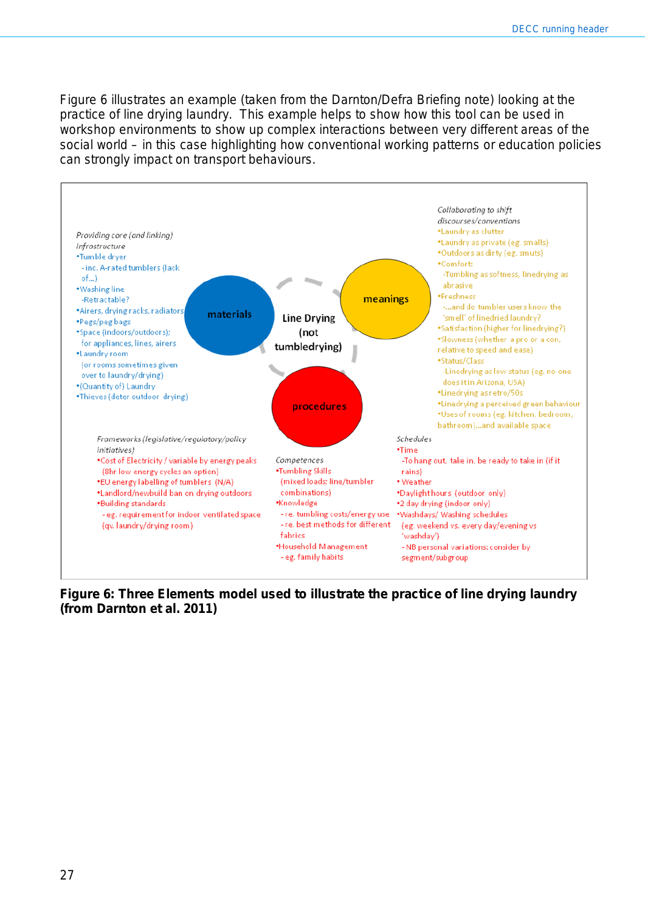Figure 6 illustrates an example (taken from the Darnton/Defra Briefing note) looking at the practice of line drying laundry. This example helps to show how this tool can be used in workshop environments to show up complex interactions between very different areas of the social world – in this case highlighting how conventional working patterns or education policies can strongly impact on transport behaviours.

*Providing core (and linking) infrastructure*

- Tumble dryer
  - inc. A-rated tumblers (lack of…)
- Washing line
  - Retractable?
- Airers, drying racks, radiators
- Pegs/peg bags
- Space (indoors/outdoors); for appliances, lines, airers
- Laundry room (or rooms sometimes given over to laundry/drying)
- (Quantity of) Laundry
- Thieves (deter outdoor drying)

*Collaborating to shift discourses/conventions*

- Laundry as clutter
- Laundry as private (eg. smalls)
- Outdoors as dirty (eg. smuts)
- Comfort:
  - Tumbling as softness, linedrying as abrasive
- Freshness
  - …and do tumbler users know the 'smell' of linedried laundry?
- Satisfaction (higher for linedrying?)
- Slowness (whether a pro or a con, relative to speed and ease)
- Status/Class
  - Linedrying as low status (eg. no one does it in Arizona, USA)
- Linedrying as retro/50s
- Linedrying a perceived green behaviour
- Uses of rooms (eg. kitchen, bedroom, bathroom)…and available space

materials — meanings — procedures

Line Drying (not tumbledrying)

*Frameworks (legislative/regulatory/policy initiatives)*

- Cost of Electricity / variable by energy peaks (8hr low energy cycles an option)
- EU energy labelling of tumblers (N/A)
- Landlord/newbuild ban on drying outdoors
- Building standards
  - eg. requirement for indoor ventilated space (qv. laundry/drying room)

*Competences*

- Tumbling Skills (mixed loads; line/tumbler combinations)
- Knowledge
  - re. tumbling costs/energy use
  - re. best methods for different fabrics
- Household Management
  - eg. family habits

*Schedules*

- Time
  - To hang out, take in, be ready to take in (if it rains)
- Weather
- Daylight hours (outdoor only)
- 2 day drying (indoor only)
- Washdays/ Washing schedules (eg. weekend vs. every day/evening vs 'washday')
  - NB personal variations: consider by segment/subgroup

**Figure 6: Three Elements model used to illustrate the practice of line drying laundry (from Darnton et al. 2011)**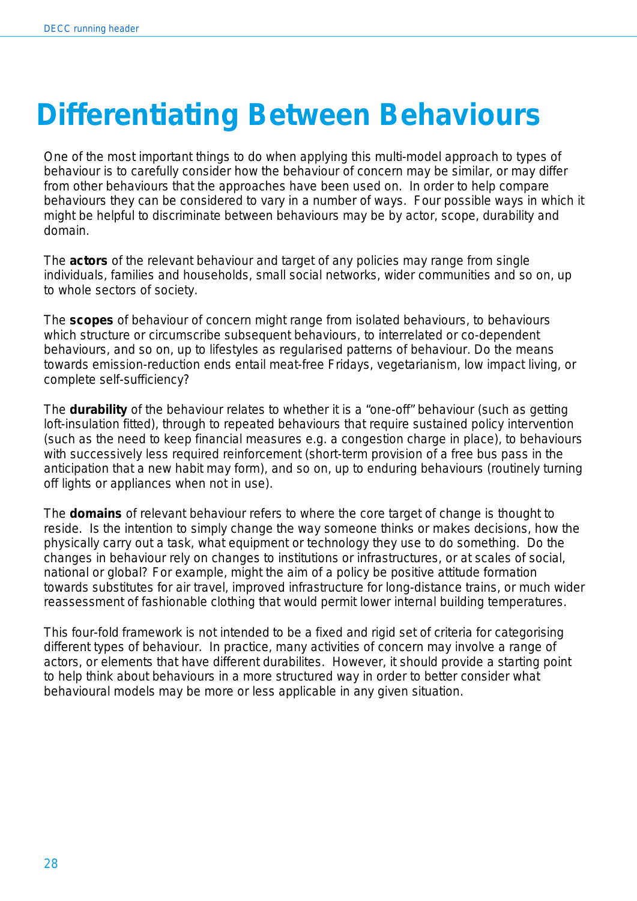# Differentiating Between Behaviours

One of the most important things to do when applying this multi-model approach to types of behaviour is to carefully consider how the behaviour of concern may be similar, or may differ from other behaviours that the approaches have been used on. In order to help compare behaviours they can be considered to vary in a number of ways. Four possible ways in which it might be helpful to discriminate between behaviours may be by actor, scope, durability and domain.

The **actors** of the relevant behaviour and target of any policies may range from single individuals, families and households, small social networks, wider communities and so on, up to whole sectors of society.

The **scopes** of behaviour of concern might range from isolated behaviours, to behaviours which structure or circumscribe subsequent behaviours, to interrelated or co-dependent behaviours, and so on, up to lifestyles as regularised patterns of behaviour. Do the means towards emission-reduction ends entail meat-free Fridays, vegetarianism, low impact living, or complete self-sufficiency?

The **durability** of the behaviour relates to whether it is a "one-off" behaviour (such as getting loft-insulation fitted), through to repeated behaviours that require sustained policy intervention (such as the need to keep financial measures e.g. a congestion charge in place), to behaviours with successively less required reinforcement (short-term provision of a free bus pass in the anticipation that a new habit may form), and so on, up to enduring behaviours (routinely turning off lights or appliances when not in use).

The **domains** of relevant behaviour refers to where the core target of change is thought to reside. Is the intention to simply change the way someone thinks or makes decisions, how the physically carry out a task, what equipment or technology they use to do something. Do the changes in behaviour rely on changes to institutions or infrastructures, or at scales of social, national or global? For example, might the aim of a policy be positive attitude formation towards substitutes for air travel, improved infrastructure for long-distance trains, or much wider reassessment of fashionable clothing that would permit lower internal building temperatures.

This four-fold framework is not intended to be a fixed and rigid set of criteria for categorising different types of behaviour. In practice, many activities of concern may involve a range of actors, or elements that have different durabilites. However, it should provide a starting point to help think about behaviours in a more structured way in order to better consider what behavioural models may be more or less applicable in any given situation.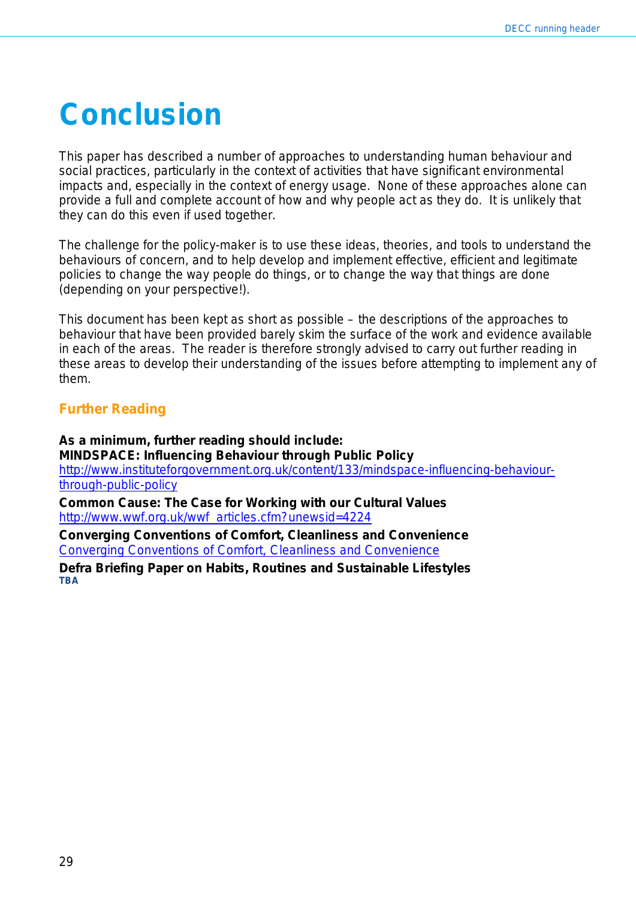# Conclusion

This paper has described a number of approaches to understanding human behaviour and social practices, particularly in the context of activities that have significant environmental impacts and, especially in the context of energy usage. None of these approaches alone can provide a full and complete account of how and why people act as they do. It is unlikely that they can do this even if used together.

The challenge for the policy-maker is to use these ideas, theories, and tools to understand the behaviours of concern, and to help develop and implement effective, efficient and legitimate policies to change the way people do things, or to change the way that things are done (depending on your perspective!).

This document has been kept as short as possible – the descriptions of the approaches to behaviour that have been provided barely skim the surface of the work and evidence available in each of the areas. The reader is therefore strongly advised to carry out further reading in these areas to develop their understanding of the issues before attempting to implement any of them.

## Further Reading

**As a minimum, further reading should include:**

**MINDSPACE: Influencing Behaviour through Public Policy**
http://www.instituteforgovernment.org.uk/content/133/mindspace-influencing-behaviour-through-public-policy

**Common Cause: The Case for Working with our Cultural Values**
http://www.wwf.org.uk/wwf_articles.cfm?unewsid=4224

**Converging Conventions of Comfort, Cleanliness and Convenience**
Converging Conventions of Comfort, Cleanliness and Convenience

**Defra Briefing Paper on Habits, Routines and Sustainable Lifestyles**
TBA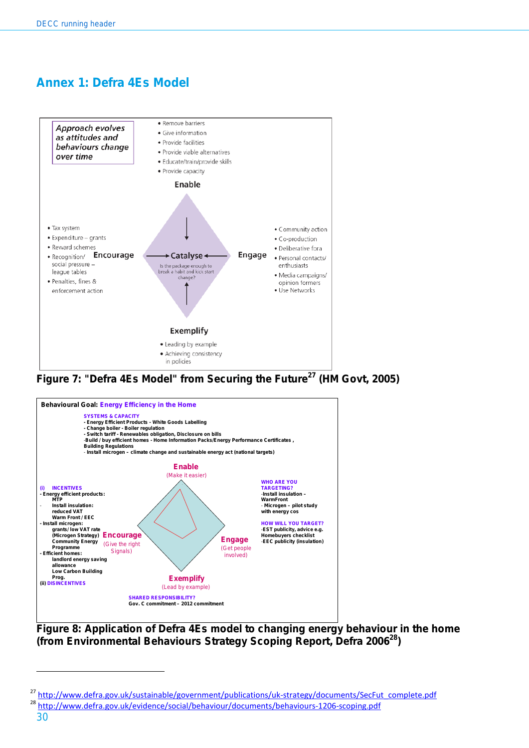# Annex 1: Defra 4Es Model

*Approach evolves as attitudes and behaviours change over time*

**Enable**

- Remove barriers
- Give information
- Provide facilities
- Provide viable alternatives
- Educate/train/provide skills
- Provide capacity

**Encourage**

- Tax system
- Expenditure – grants
- Reward schemes
- Recognition/ social pressure – league tables
- Penalties, fines & enforcement action

**Catalyse**

Is the package enough to break a habit and kick start change?

**Engage**

- Community action
- Co-production
- Deliberative fora
- Personal contacts/ enthusiasts
- Media campaigns/ opinion formers
- Use Networks

**Exemplify**

- Leading by example
- Achieving consistency in policies

**Figure 7: "Defra 4Es Model" from Securing the Future[27] (HM Govt, 2005)**

**Behavioural Goal: Energy Efficiency in the Home**

**SYSTEMS & CAPACITY**
- Energy Efficient Products - White Goods Labelling
- Change boiler - Boiler regulation
- Switch tariff - Renewables obligation, Disclosure on bills
- Build / buy efficient homes - Home Information Packs/Energy Performance Certificates , Building Regulations
- Install microgen – climate change and sustainable energy act (national targets)

**Enable** (Make it easier)

**(i) INCENTIVES**
- Energy efficient products:
  - MTP
- Install insulation:
  - reduced VAT
  - Warm Front / EEC
- Install microgen:
  - grants/ low VAT rate (Microgen Strategy)
  - Community Energy Programme
- Efficient homes:
  - landlord energy saving allowance
  - Low Carbon Building Prog.

**(ii) DISINCENTIVES**

**Encourage** (Give the right Signals)

**Engage** (Get people involved)

**WHO ARE YOU TARGETING?**
- Install insulation – WarmFront
- Microgen – pilot study with energy cos

**HOW WILL YOU TARGET?**
- EST publicity, advice e.g. Homebuyers checklist
- EEC publicity (insulation)

**Exemplify** (Lead by example)

**SHARED RESPONSIBILITY?**
Gov. C commitment – 2012 commitment

**Figure 8: Application of Defra 4Es model to changing energy behaviour in the home (from Environmental Behaviours Strategy Scoping Report, Defra 2006[28])**

---

[27] http://www.defra.gov.uk/sustainable/government/publications/uk-strategy/documents/SecFut_complete.pdf

[28] http://www.defra.gov.uk/evidence/social/behaviour/documents/behaviours-1206-scoping.pdf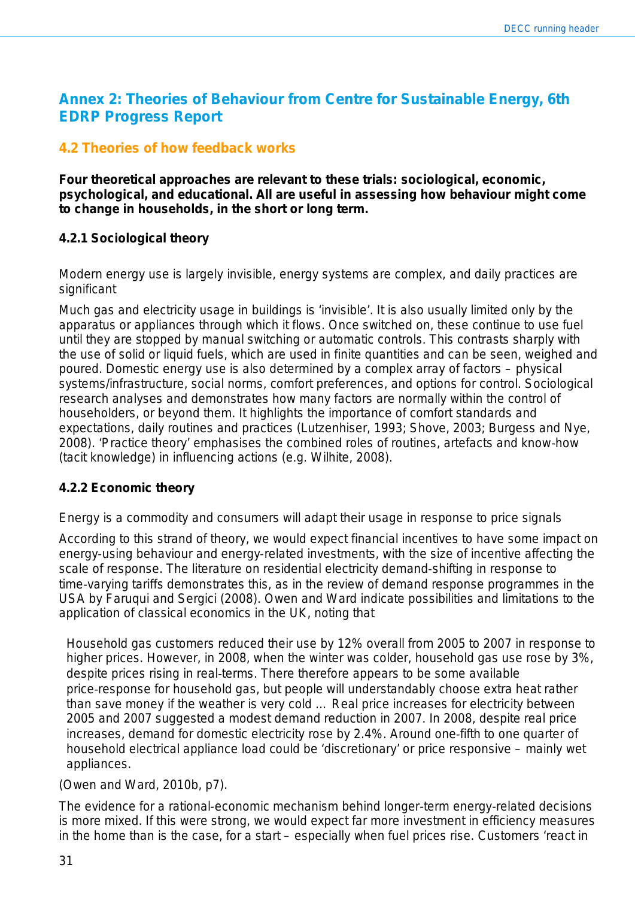## Annex 2: Theories of Behaviour from Centre for Sustainable Energy, 6th EDRP Progress Report

### 4.2 Theories of how feedback works

**Four theoretical approaches are relevant to these trials: sociological, economic, psychological, and educational. All are useful in assessing how behaviour might come to change in households, in the short or long term.**

#### 4.2.1 Sociological theory

Modern energy use is largely invisible, energy systems are complex, and daily practices are significant

Much gas and electricity usage in buildings is 'invisible'. It is also usually limited only by the apparatus or appliances through which it flows. Once switched on, these continue to use fuel until they are stopped by manual switching or automatic controls. This contrasts sharply with the use of solid or liquid fuels, which are used in finite quantities and can be seen, weighed and poured. Domestic energy use is also determined by a complex array of factors – physical systems/infrastructure, social norms, comfort preferences, and options for control. Sociological research analyses and demonstrates how many factors are normally within the control of householders, or beyond them. It highlights the importance of comfort standards and expectations, daily routines and practices (Lutzenhiser, 1993; Shove, 2003; Burgess and Nye, 2008). 'Practice theory' emphasises the combined roles of routines, artefacts and know-how (tacit knowledge) in influencing actions (e.g. Wilhite, 2008).

#### 4.2.2 Economic theory

Energy is a commodity and consumers will adapt their usage in response to price signals

According to this strand of theory, we would expect financial incentives to have some impact on energy-using behaviour and energy-related investments, with the size of incentive affecting the scale of response. The literature on residential electricity demand-shifting in response to time-varying tariffs demonstrates this, as in the review of demand response programmes in the USA by Faruqui and Sergici (2008). Owen and Ward indicate possibilities and limitations to the application of classical economics in the UK, noting that

> Household gas customers reduced their use by 12% overall from 2005 to 2007 in response to higher prices. However, in 2008, when the winter was colder, household gas use rose by 3%, despite prices rising in real-terms. There therefore appears to be some available price-response for household gas, but people will understandably choose extra heat rather than save money if the weather is very cold ... Real price increases for electricity between 2005 and 2007 suggested a modest demand reduction in 2007. In 2008, despite real price increases, demand for domestic electricity rose by 2.4%. Around one-fifth to one quarter of household electrical appliance load could be 'discretionary' or price responsive – mainly wet appliances.

(Owen and Ward, 2010b, p7).

The evidence for a rational-economic mechanism behind longer-term energy-related decisions is more mixed. If this were strong, we would expect far more investment in efficiency measures in the home than is the case, for a start – especially when fuel prices rise. Customers 'react in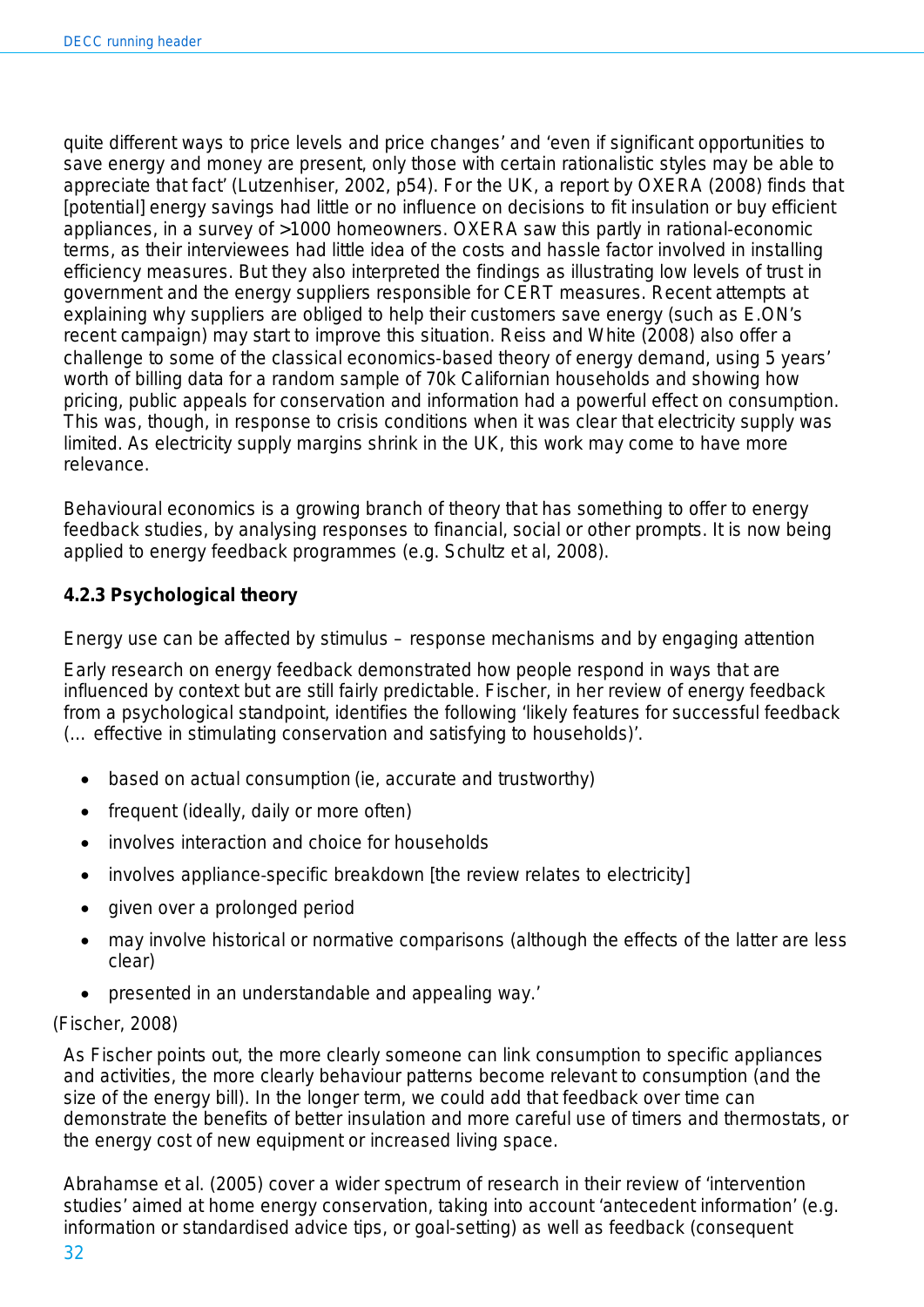quite different ways to price levels and price changes' and 'even if significant opportunities to save energy and money are present, only those with certain rationalistic styles may be able to appreciate that fact' (Lutzenhiser, 2002, p54). For the UK, a report by OXERA (2008) finds that [potential] energy savings had little or no influence on decisions to fit insulation or buy efficient appliances, in a survey of >1000 homeowners. OXERA saw this partly in rational-economic terms, as their interviewees had little idea of the costs and hassle factor involved in installing efficiency measures. But they also interpreted the findings as illustrating low levels of trust in government and the energy suppliers responsible for CERT measures. Recent attempts at explaining why suppliers are obliged to help their customers save energy (such as E.ON's recent campaign) may start to improve this situation. Reiss and White (2008) also offer a challenge to some of the classical economics-based theory of energy demand, using 5 years' worth of billing data for a random sample of 70k Californian households and showing how pricing, public appeals for conservation and information had a powerful effect on consumption. This was, though, in response to crisis conditions when it was clear that electricity supply was limited. As electricity supply margins shrink in the UK, this work may come to have more relevance.

Behavioural economics is a growing branch of theory that has something to offer to energy feedback studies, by analysing responses to financial, social or other prompts. It is now being applied to energy feedback programmes (e.g. Schultz et al, 2008).

#### 4.2.3 Psychological theory

Energy use can be affected by stimulus – response mechanisms and by engaging attention

Early research on energy feedback demonstrated how people respond in ways that are influenced by context but are still fairly predictable. Fischer, in her review of energy feedback from a psychological standpoint, identifies the following 'likely features for successful feedback (… effective in stimulating conservation and satisfying to households)'.

- based on actual consumption (ie, accurate and trustworthy)
- frequent (ideally, daily or more often)
- involves interaction and choice for households
- involves appliance-specific breakdown [the review relates to electricity]
- given over a prolonged period
- may involve historical or normative comparisons (although the effects of the latter are less clear)
- presented in an understandable and appealing way.'

(Fischer, 2008)

As Fischer points out, the more clearly someone can link consumption to specific appliances and activities, the more clearly behaviour patterns become relevant to consumption (and the size of the energy bill). In the longer term, we could add that feedback over time can demonstrate the benefits of better insulation and more careful use of timers and thermostats, or the energy cost of new equipment or increased living space.

Abrahamse et al. (2005) cover a wider spectrum of research in their review of 'intervention studies' aimed at home energy conservation, taking into account 'antecedent information' (e.g. information or standardised advice tips, or goal-setting) as well as feedback (consequent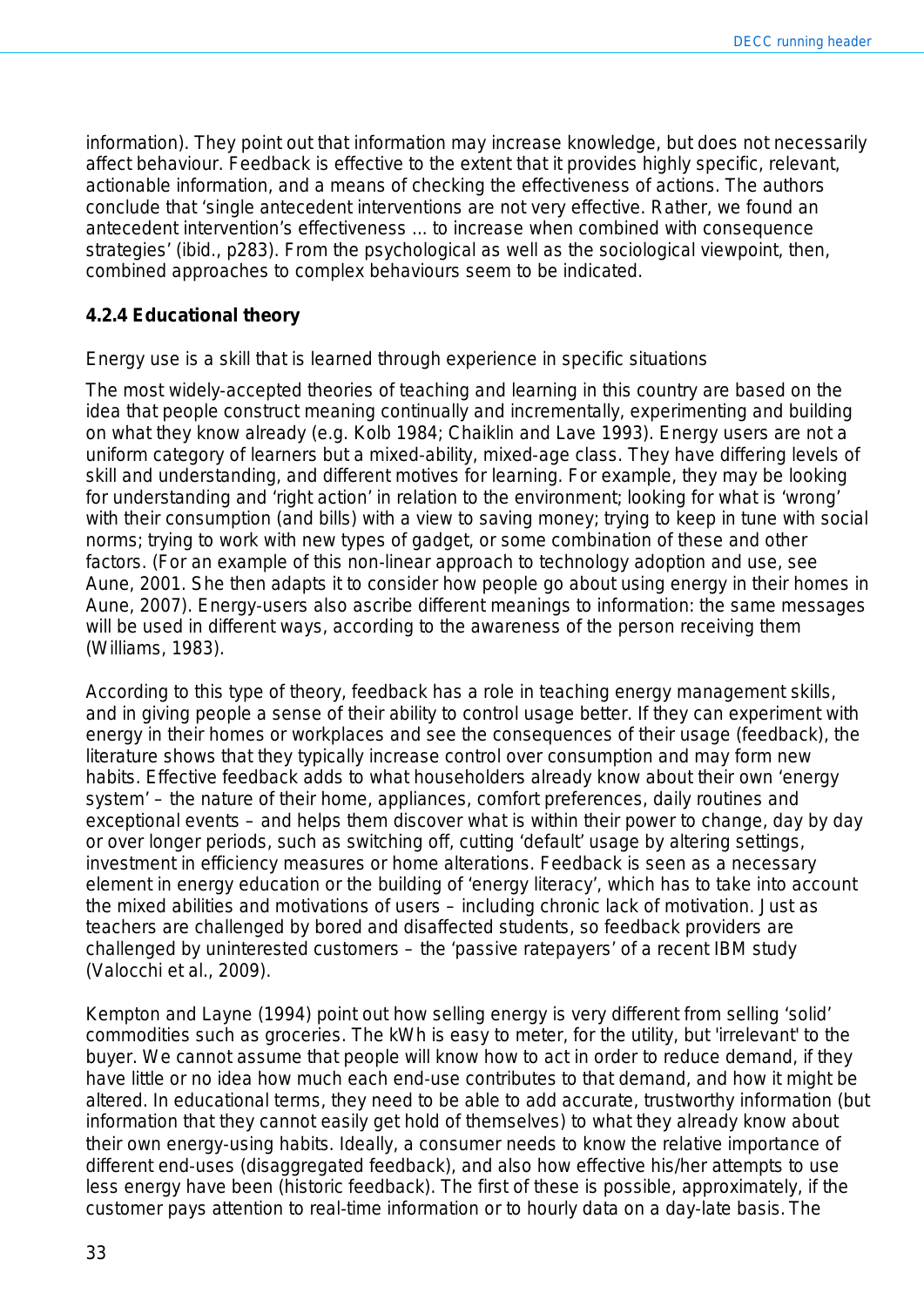information). They point out that information may increase knowledge, but does not necessarily affect behaviour. Feedback is effective to the extent that it provides highly specific, relevant, actionable information, and a means of checking the effectiveness of actions. The authors conclude that 'single antecedent interventions are not very effective. Rather, we found an antecedent intervention's effectiveness … to increase when combined with consequence strategies' (ibid., p283). From the psychological as well as the sociological viewpoint, then, combined approaches to complex behaviours seem to be indicated.

### 4.2.4 Educational theory

Energy use is a skill that is learned through experience in specific situations

The most widely-accepted theories of teaching and learning in this country are based on the idea that people construct meaning continually and incrementally, experimenting and building on what they know already (e.g. Kolb 1984; Chaiklin and Lave 1993). Energy users are not a uniform category of learners but a mixed-ability, mixed-age class. They have differing levels of skill and understanding, and different motives for learning. For example, they may be looking for understanding and 'right action' in relation to the environment; looking for what is 'wrong' with their consumption (and bills) with a view to saving money; trying to keep in tune with social norms; trying to work with new types of gadget, or some combination of these and other factors. (For an example of this non-linear approach to technology adoption and use, see Aune, 2001. She then adapts it to consider how people go about using energy in their homes in Aune, 2007). Energy-users also ascribe different meanings to information: the same messages will be used in different ways, according to the awareness of the person receiving them (Williams, 1983).

According to this type of theory, feedback has a role in teaching energy management skills, and in giving people a sense of their ability to control usage better. If they can experiment with energy in their homes or workplaces and see the consequences of their usage (feedback), the literature shows that they typically increase control over consumption and may form new habits. Effective feedback adds to what householders already know about their own 'energy system' – the nature of their home, appliances, comfort preferences, daily routines and exceptional events – and helps them discover what is within their power to change, day by day or over longer periods, such as switching off, cutting 'default' usage by altering settings, investment in efficiency measures or home alterations. Feedback is seen as a necessary element in energy education or the building of 'energy literacy', which has to take into account the mixed abilities and motivations of users – including chronic lack of motivation. Just as teachers are challenged by bored and disaffected students, so feedback providers are challenged by uninterested customers – the 'passive ratepayers' of a recent IBM study (Valocchi et al., 2009).

Kempton and Layne (1994) point out how selling energy is very different from selling 'solid' commodities such as groceries. The kWh is easy to meter, for the utility, but 'irrelevant' to the buyer. We cannot assume that people will know how to act in order to reduce demand, if they have little or no idea how much each end-use contributes to that demand, and how it might be altered. In educational terms, they need to be able to add accurate, trustworthy information (but information that they cannot easily get hold of themselves) to what they already know about their own energy-using habits. Ideally, a consumer needs to know the relative importance of different end-uses (disaggregated feedback), and also how effective his/her attempts to use less energy have been (historic feedback). The first of these is possible, approximately, if the customer pays attention to real-time information or to hourly data on a day-late basis. The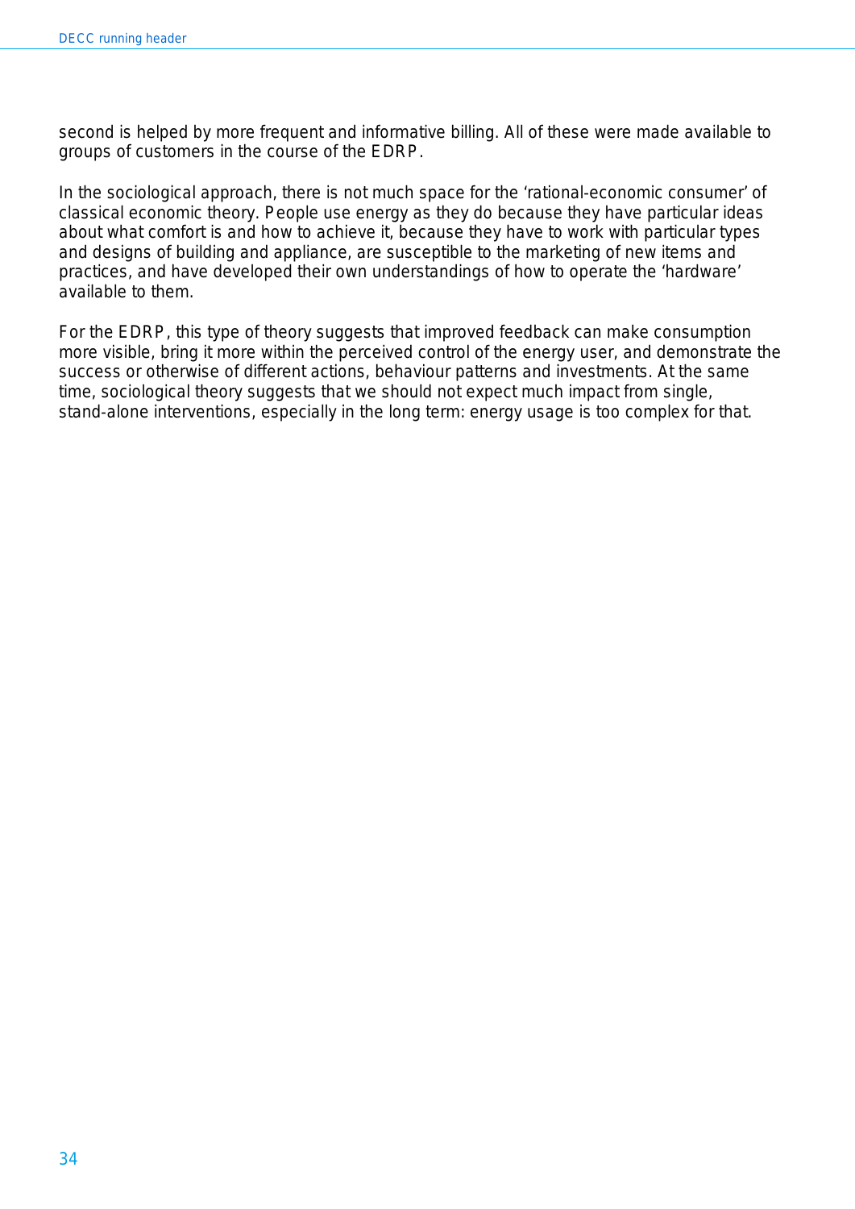second is helped by more frequent and informative billing. All of these were made available to groups of customers in the course of the EDRP.

In the sociological approach, there is not much space for the 'rational-economic consumer' of classical economic theory. People use energy as they do because they have particular ideas about what comfort is and how to achieve it, because they have to work with particular types and designs of building and appliance, are susceptible to the marketing of new items and practices, and have developed their own understandings of how to operate the 'hardware' available to them.

For the EDRP, this type of theory suggests that improved feedback can make consumption more visible, bring it more within the perceived control of the energy user, and demonstrate the success or otherwise of different actions, behaviour patterns and investments. At the same time, sociological theory suggests that we should not expect much impact from single, stand-alone interventions, especially in the long term: energy usage is too complex for that.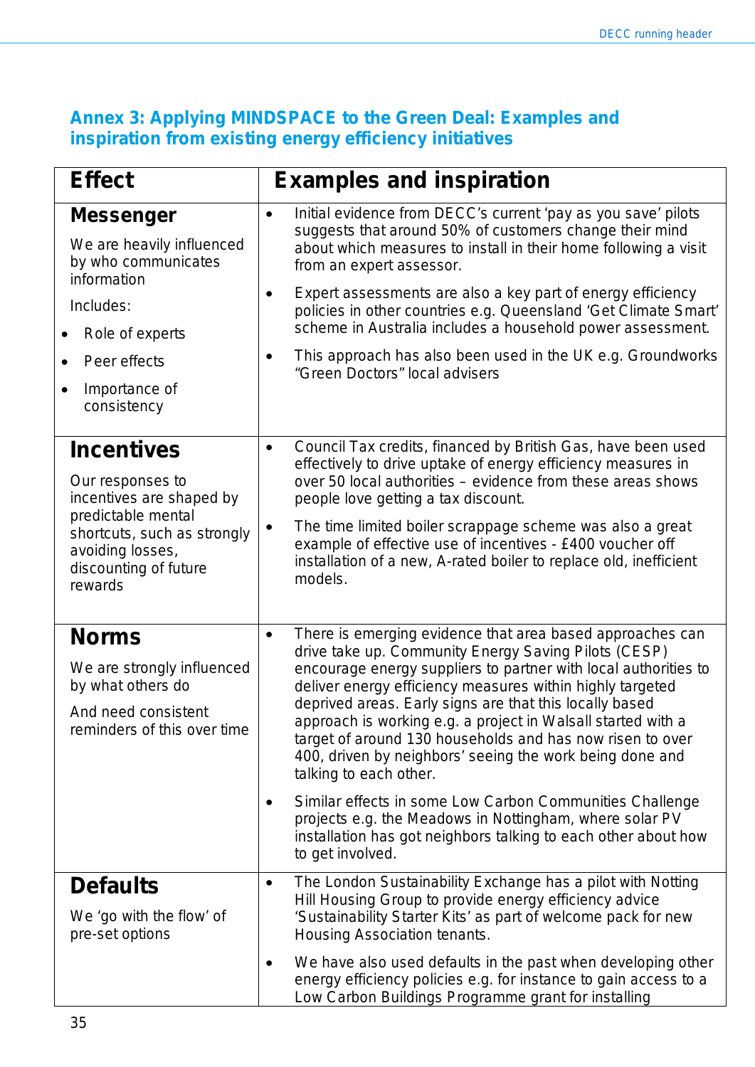## Annex 3: Applying MINDSPACE to the Green Deal: Examples and inspiration from existing energy efficiency initiatives

| Effect | Examples and inspiration |
|---|---|
| **Messenger**<br><br>We are heavily influenced by who communicates information<br><br>Includes:<br>• Role of experts<br>• Peer effects<br>• Importance of consistency | • Initial evidence from DECC's current 'pay as you save' pilots suggests that around 50% of customers change their mind about which measures to install in their home following a visit from an expert assessor.<br><br>• Expert assessments are also a key part of energy efficiency policies in other countries e.g. Queensland 'Get Climate Smart' scheme in Australia includes a household power assessment.<br><br>• This approach has also been used in the UK e.g. Groundworks "Green Doctors" local advisers |
| **Incentives**<br><br>Our responses to incentives are shaped by predictable mental shortcuts, such as strongly avoiding losses, discounting of future rewards | • Council Tax credits, financed by British Gas, have been used effectively to drive uptake of energy efficiency measures in over 50 local authorities – evidence from these areas shows people love getting a tax discount.<br><br>• The time limited boiler scrappage scheme was also a great example of effective use of incentives - £400 voucher off installation of a new, A-rated boiler to replace old, inefficient models. |
| **Norms**<br><br>We are strongly influenced by what others do<br><br>And need consistent reminders of this over time | • There is emerging evidence that area based approaches can drive take up. Community Energy Saving Pilots (CESP) encourage energy suppliers to partner with local authorities to deliver energy efficiency measures within highly targeted deprived areas. Early signs are that this locally based approach is working e.g. a project in Walsall started with a target of around 130 households and has now risen to over 400, driven by neighbors' seeing the work being done and talking to each other.<br><br>• Similar effects in some Low Carbon Communities Challenge projects e.g. the Meadows in Nottingham, where solar PV installation has got neighbors talking to each other about how to get involved. |
| **Defaults**<br><br>We 'go with the flow' of pre-set options | • The London Sustainability Exchange has a pilot with Notting Hill Housing Group to provide energy efficiency advice 'Sustainability Starter Kits' as part of welcome pack for new Housing Association tenants.<br><br>• We have also used defaults in the past when developing other energy efficiency policies e.g. for instance to gain access to a Low Carbon Buildings Programme grant for installing |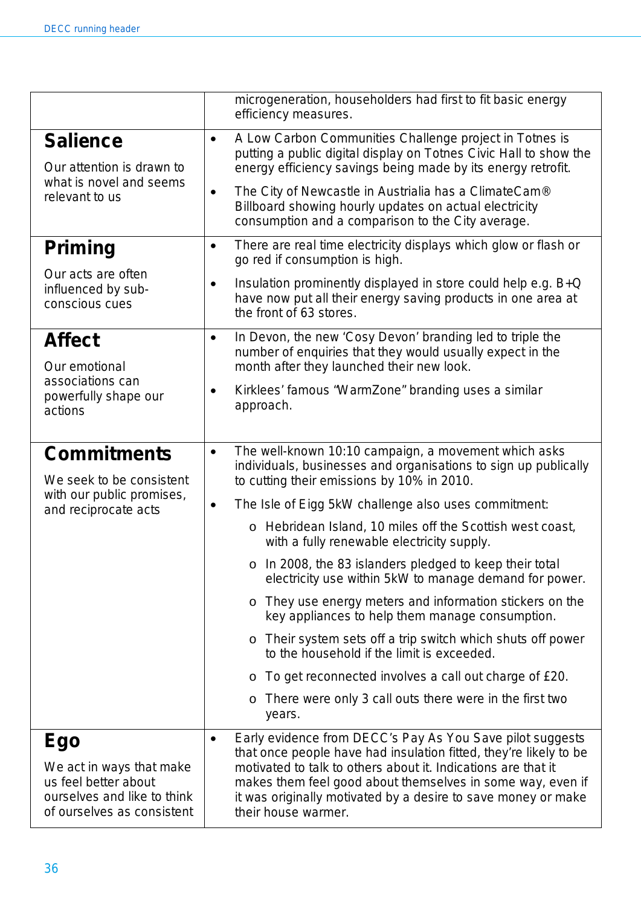| | |
|---|---|
| | microgeneration, householders had first to fit basic energy efficiency measures. |
| **Salience**<br><br>Our attention is drawn to what is novel and seems relevant to us | • A Low Carbon Communities Challenge project in Totnes is putting a public digital display on Totnes Civic Hall to show the energy efficiency savings being made by its energy retrofit.<br><br>• The City of Newcastle in Austrialia has a ClimateCam® Billboard showing hourly updates on actual electricity consumption and a comparison to the City average. |
| **Priming**<br><br>Our acts are often influenced by sub-conscious cues | • There are real time electricity displays which glow or flash or go red if consumption is high.<br><br>• Insulation prominently displayed in store could help e.g. B+Q have now put all their energy saving products in one area at the front of 63 stores. |
| **Affect**<br><br>Our emotional associations can powerfully shape our actions | • In Devon, the new 'Cosy Devon' branding led to triple the number of enquiries that they would usually expect in the month after they launched their new look.<br><br>• Kirklees' famous "WarmZone" branding uses a similar approach. |
| **Commitments**<br><br>We seek to be consistent with our public promises, and reciprocate acts | • The well-known 10:10 campaign, a movement which asks individuals, businesses and organisations to sign up publically to cutting their emissions by 10% in 2010.<br><br>• The Isle of Eigg 5kW challenge also uses commitment:<br>o Hebridean Island, 10 miles off the Scottish west coast, with a fully renewable electricity supply.<br>o In 2008, the 83 islanders pledged to keep their total electricity use within 5kW to manage demand for power.<br>o They use energy meters and information stickers on the key appliances to help them manage consumption.<br>o Their system sets off a trip switch which shuts off power to the household if the limit is exceeded.<br>o To get reconnected involves a call out charge of £20.<br>o There were only 3 call outs there were in the first two years. |
| **Ego**<br><br>We act in ways that make us feel better about ourselves and like to think of ourselves as consistent | • Early evidence from DECC's Pay As You Save pilot suggests that once people have had insulation fitted, they're likely to be motivated to talk to others about it. Indications are that it makes them feel good about themselves in some way, even if it was originally motivated by a desire to save money or make their house warmer. |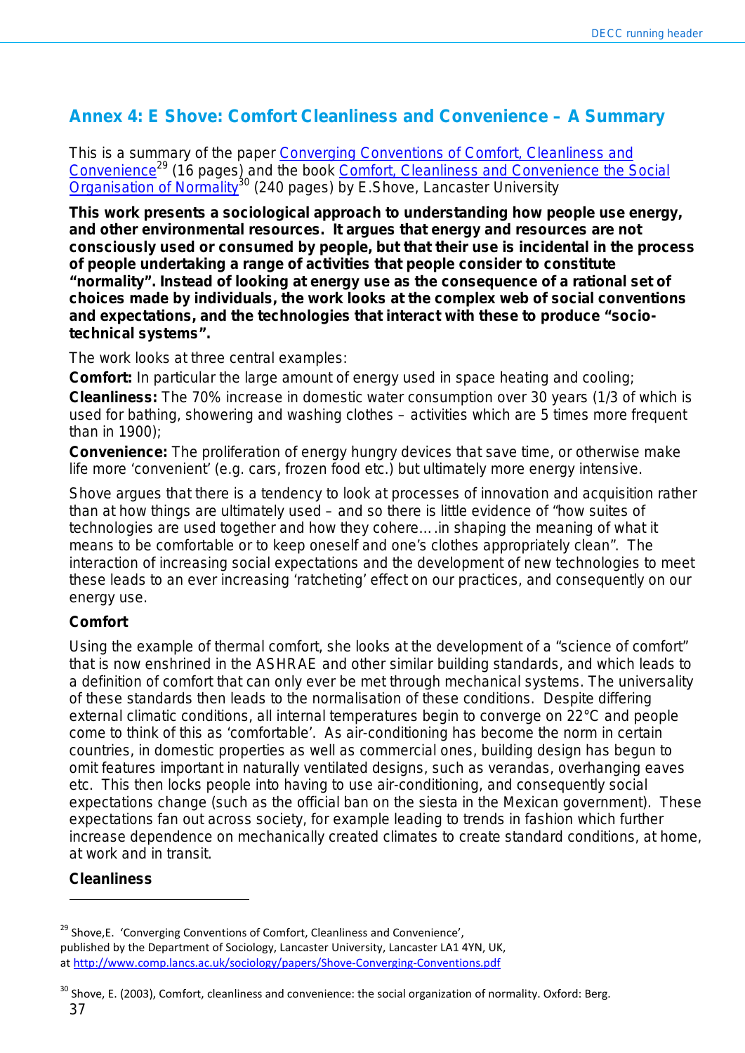## Annex 4: E Shove: Comfort Cleanliness and Convenience – A Summary

This is a summary of the paper Converging Conventions of Comfort, Cleanliness and Convenience[29] (16 pages) and the book Comfort, Cleanliness and Convenience the Social Organisation of Normality[30] (240 pages) by E.Shove, Lancaster University

**This work presents a sociological approach to understanding how people use energy, and other environmental resources. It argues that energy and resources are not consciously used or consumed by people, but that their use is incidental in the process of people undertaking a range of activities that people consider to constitute "normality". Instead of looking at energy use as the consequence of a rational set of choices made by individuals, the work looks at the complex web of social conventions and expectations, and the technologies that interact with these to produce "socio-technical systems".**

The work looks at three central examples:

**Comfort:** In particular the large amount of energy used in space heating and cooling;

**Cleanliness:** The 70% increase in domestic water consumption over 30 years (1/3 of which is used for bathing, showering and washing clothes – activities which are 5 times more frequent than in 1900);

**Convenience:** The proliferation of energy hungry devices that save time, or otherwise make life more 'convenient' (e.g. cars, frozen food etc.) but ultimately more energy intensive.

Shove argues that there is a tendency to look at processes of innovation and acquisition rather than at how things are ultimately used – and so there is little evidence of "how suites of technologies are used together and how they cohere….in shaping the meaning of what it means to be comfortable or to keep oneself and one's clothes appropriately clean". The interaction of increasing social expectations and the development of new technologies to meet these leads to an ever increasing 'ratcheting' effect on our practices, and consequently on our energy use.

### Comfort

Using the example of thermal comfort, she looks at the development of a "science of comfort" that is now enshrined in the ASHRAE and other similar building standards, and which leads to a definition of comfort that can only ever be met through mechanical systems. The universality of these standards then leads to the normalisation of these conditions. Despite differing external climatic conditions, all internal temperatures begin to converge on 22°C and people come to think of this as 'comfortable'. As air-conditioning has become the norm in certain countries, in domestic properties as well as commercial ones, building design has begun to omit features important in naturally ventilated designs, such as verandas, overhanging eaves etc. This then locks people into having to use air-conditioning, and consequently social expectations change (such as the official ban on the siesta in the Mexican government). These expectations fan out across society, for example leading to trends in fashion which further increase dependence on mechanically created climates to create standard conditions, at home, at work and in transit.

### Cleanliness

---

[29] Shove,E. 'Converging Conventions of Comfort, Cleanliness and Convenience', published by the Department of Sociology, Lancaster University, Lancaster LA1 4YN, UK, at http://www.comp.lancs.ac.uk/sociology/papers/Shove-Converging-Conventions.pdf

[30] Shove, E. (2003), Comfort, cleanliness and convenience: the social organization of normality. Oxford: Berg.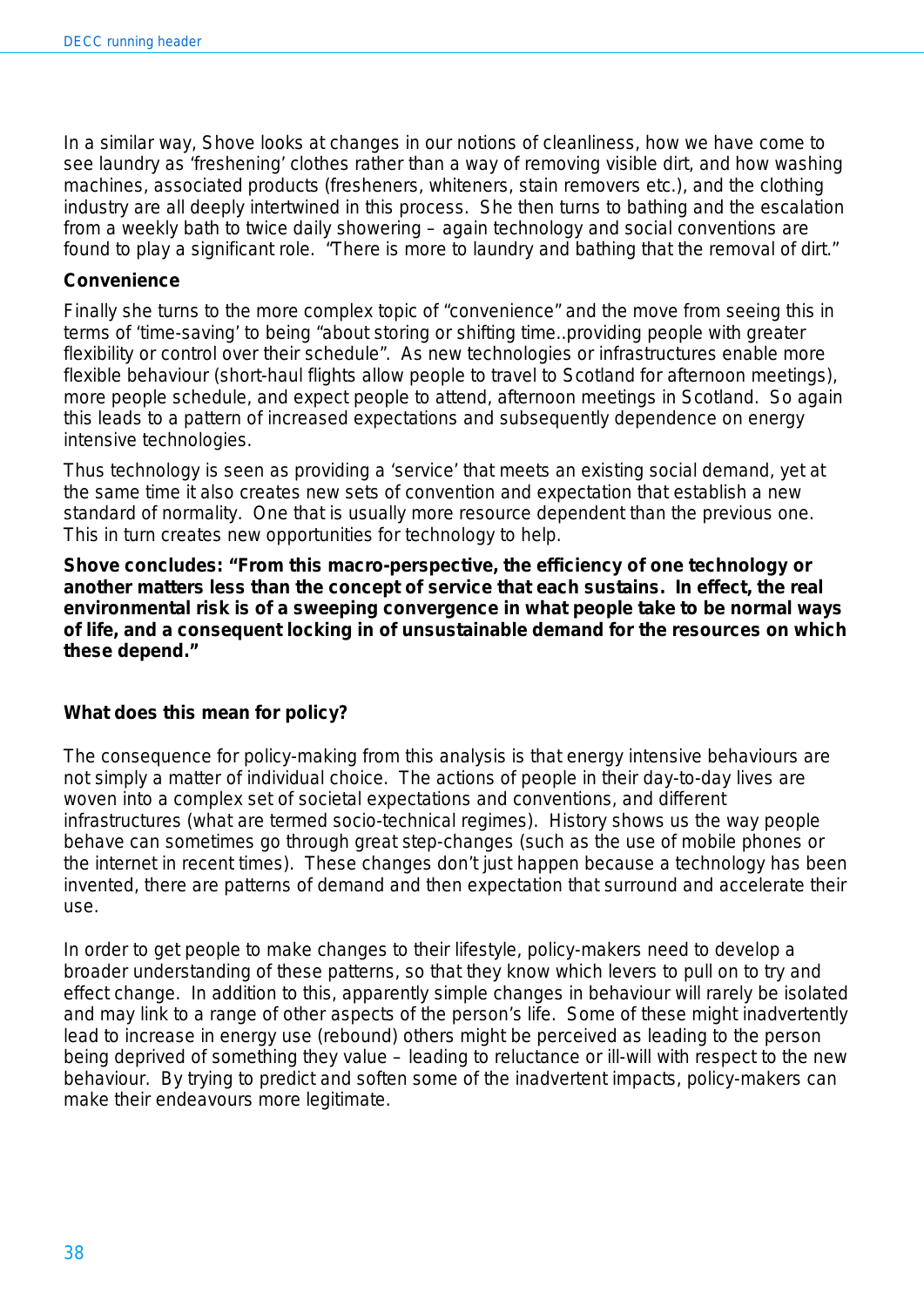In a similar way, Shove looks at changes in our notions of cleanliness, how we have come to see laundry as 'freshening' clothes rather than a way of removing visible dirt, and how washing machines, associated products (fresheners, whiteners, stain removers etc.), and the clothing industry are all deeply intertwined in this process. She then turns to bathing and the escalation from a weekly bath to twice daily showering – again technology and social conventions are found to play a significant role. "There is more to laundry and bathing that the removal of dirt."

**Convenience**

Finally she turns to the more complex topic of "convenience" and the move from seeing this in terms of 'time-saving' to being "about storing or shifting time..providing people with greater flexibility or control over their schedule". As new technologies or infrastructures enable more flexible behaviour (short-haul flights allow people to travel to Scotland for afternoon meetings), more people schedule, and expect people to attend, afternoon meetings in Scotland. So again this leads to a pattern of increased expectations and subsequently dependence on energy intensive technologies.

Thus technology is seen as providing a 'service' that meets an existing social demand, yet at the same time it also creates new sets of convention and expectation that establish a new standard of normality. One that is usually more resource dependent than the previous one. This in turn creates new opportunities for technology to help.

**Shove concludes: "From this macro-perspective, the efficiency of one technology or another matters less than the concept of service that each sustains. In effect, the real environmental risk is of a sweeping convergence in what people take to be normal ways of life, and a consequent locking in of unsustainable demand for the resources on which these depend."**

**What does this mean for policy?**

The consequence for policy-making from this analysis is that energy intensive behaviours are not simply a matter of individual choice. The actions of people in their day-to-day lives are woven into a complex set of societal expectations and conventions, and different infrastructures (what are termed socio-technical regimes). History shows us the way people behave can sometimes go through great step-changes (such as the use of mobile phones or the internet in recent times). These changes don't just happen because a technology has been invented, there are patterns of demand and then expectation that surround and accelerate their use.

In order to get people to make changes to their lifestyle, policy-makers need to develop a broader understanding of these patterns, so that they know which levers to pull on to try and effect change. In addition to this, apparently simple changes in behaviour will rarely be isolated and may link to a range of other aspects of the person's life. Some of these might inadvertently lead to increase in energy use (rebound) others might be perceived as leading to the person being deprived of something they value – leading to reluctance or ill-will with respect to the new behaviour. By trying to predict and soften some of the inadvertent impacts, policy-makers can make their endeavours more legitimate.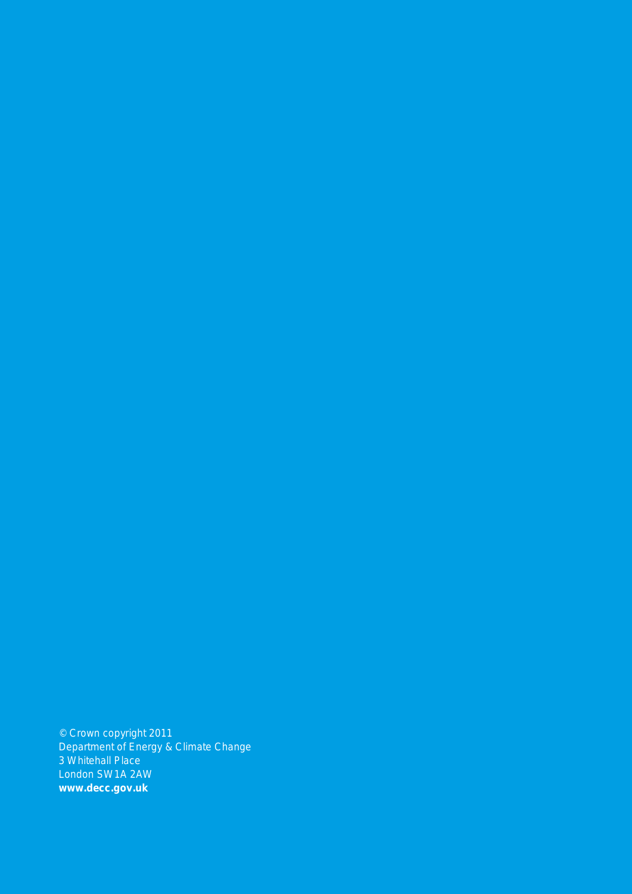© Crown copyright 2011
Department of Energy & Climate Change
3 Whitehall Place
London SW1A 2AW
**www.decc.gov.uk**